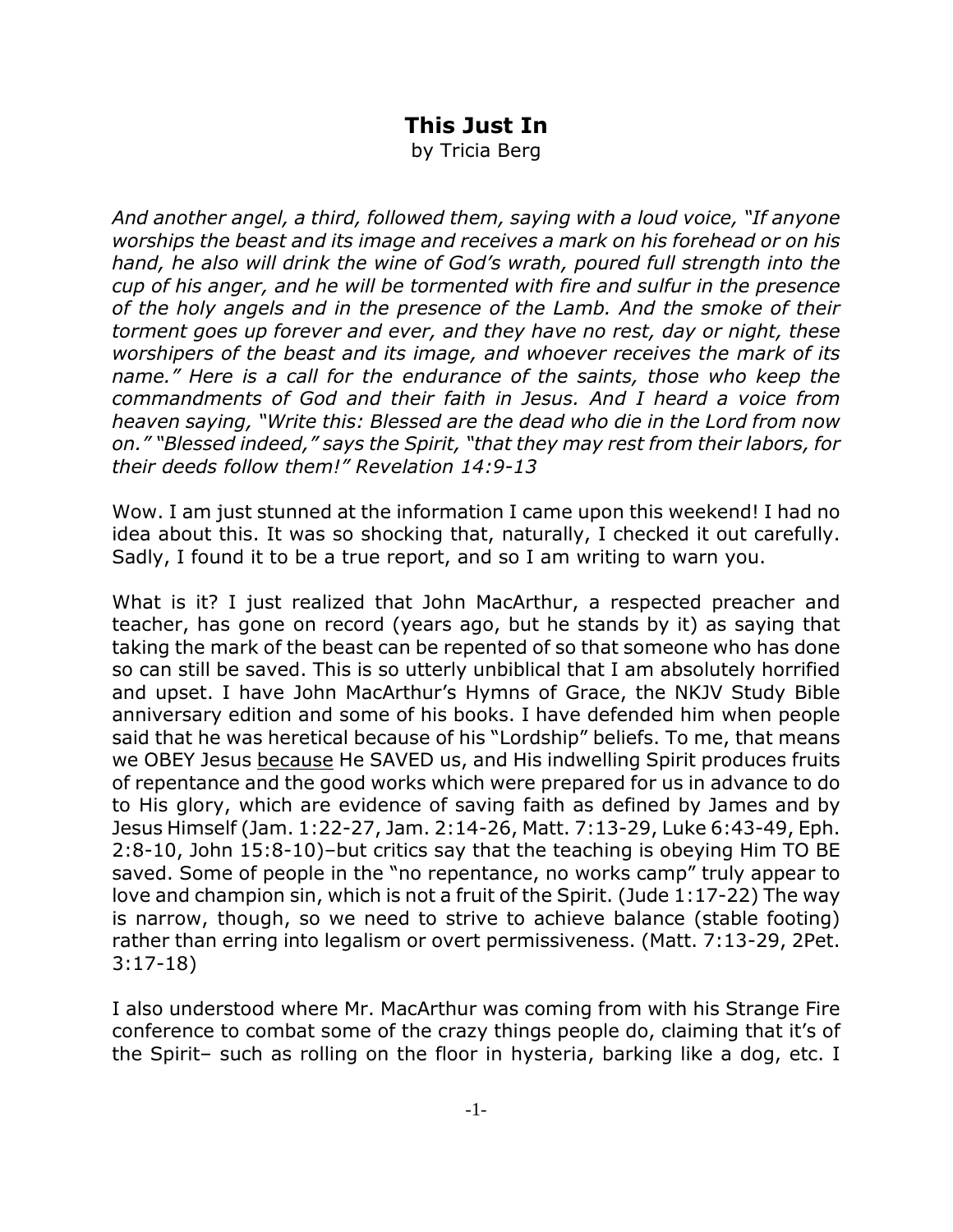# This Just In

by Tricia Berg

*And another angel, a third, followed them, saying with a loud voice, "If anyone worships the beast and its image and receives a mark on his forehead or on his hand, he also will drink the wine of God's wrath, poured full strength into the cup of his anger, and he will be tormented with fire and sulfur in the presence of the holy angels and in the presence of the Lamb. And the smoke of their torment goes up forever and ever, and they have no rest, day or night, these worshipers of the beast and its image, and whoever receives the mark of its name." Here is a call for the endurance of the saints, those who keep the commandments of God and their faith in Jesus. And I heard a voice from heaven saying, "Write this: Blessed are the dead who die in the Lord from now on." "Blessed indeed," says the Spirit, "that they may rest from their labors, for their deeds follow them!" Revelation 14:9-13*

Wow. I am just stunned at the information I came upon this weekend! I had no idea about this. It was so shocking that, naturally, I checked it out carefully. Sadly, I found it to be a true report, and so I am writing to warn you.

What is it? I just realized that John MacArthur, a respected preacher and teacher, has gone on record (years ago, but he stands by it) as saying that taking the mark of the beast can be repented of so that someone who has done so can still be saved. This is so utterly unbiblical that I am absolutely horrified and upset. I have John MacArthur's Hymns of Grace, the NKJV Study Bible anniversary edition and some of his books. I have defended him when people said that he was heretical because of his "Lordship" beliefs. To me, that means we OBEY Jesus <u>because</u> He SAVED us, and His indwelling Spirit produces fruits of repentance and the good works which were prepared for us in advance to do to His glory, which are evidence of saving faith as defined by James and by Jesus Himself (Jam. 1:22-27, Jam. 2:14-26, Matt. 7:13-29, Luke 6:43-49, Eph. 2:8-10, John 15:8-10)–but critics say that the teaching is obeying Him TO BE saved. Some of people in the "no repentance, no works camp" truly appear to love and champion sin, which is not a fruit of the Spirit. (Jude 1:17-22) The way is narrow, though, so we need to strive to achieve balance (stable footing) rather than erring into legalism or overt permissiveness. (Matt. 7:13-29, 2Pet. 3:17-18)

I also understood where Mr. MacArthur was coming from with his Strange Fire conference to combat some of the crazy things people do, claiming that it's of the Spirit– such as rolling on the floor in hysteria, barking like a dog, etc. I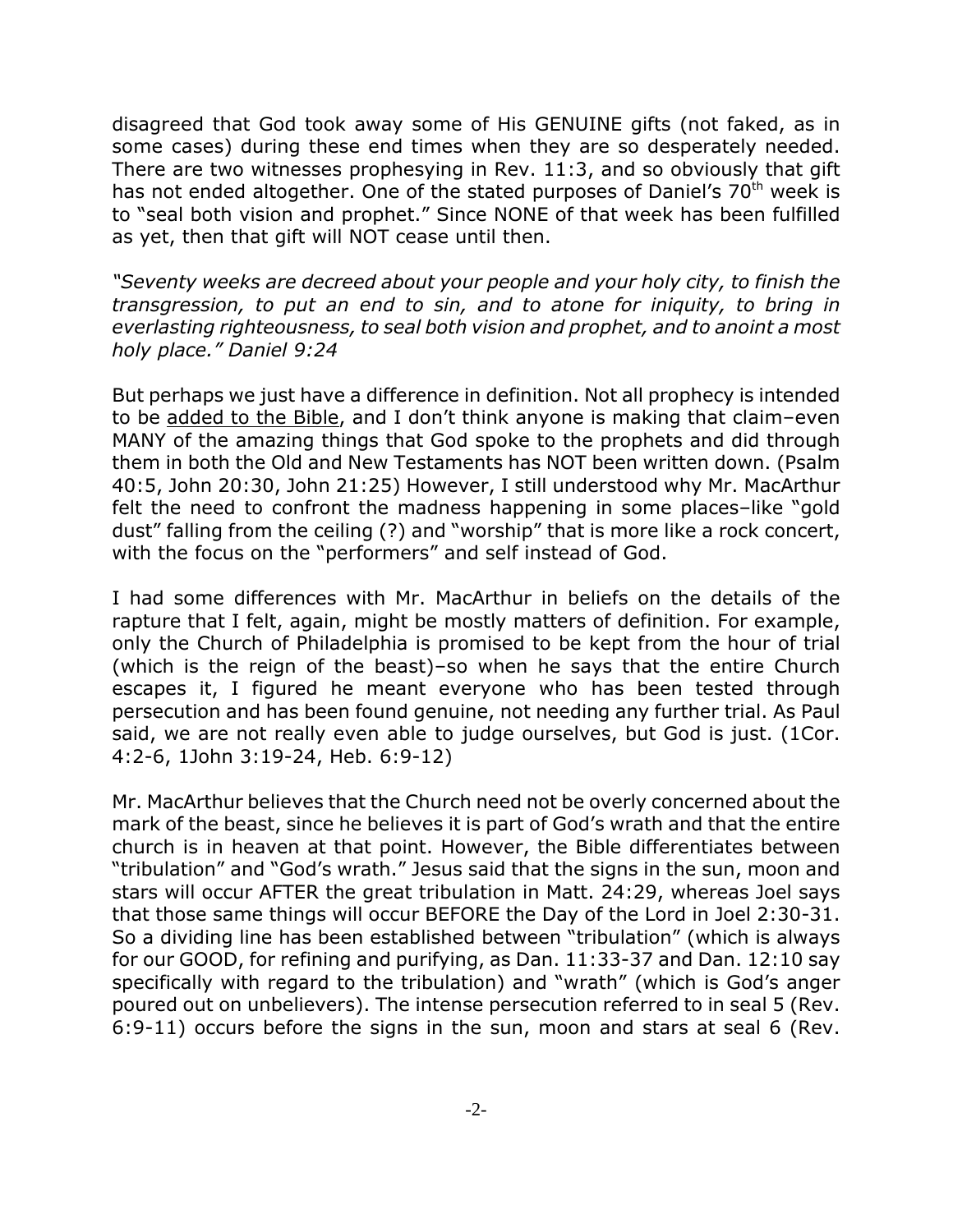disagreed that God took away some of His GENUINE gifts (not faked, as in some cases) during these end times when they are so desperately needed. There are two witnesses prophesying in Rev. 11:3, and so obviously that gift has not ended altogether. One of the stated purposes of Daniel's 70th week is to "seal both vision and prophet." Since NONE of that week has been fulfilled as yet, then that gift will NOT cease until then.

*"Seventy weeks are decreed about your people and your holy city, to finish the transgression, to put an end to sin, and to atone for iniquity, to bring in everlasting righteousness, to seal both vision and prophet, and to anoint a most holy place." Daniel 9:24*

But perhaps we just have a difference in definition. Not all prophecy is intended to be <u>added to the Bible</u>, and I don't think anyone is making that claim–even MANY of the amazing things that God spoke to the prophets and did through them in both the Old and New Testaments has NOT been written down. (Psalm 40:5, John 20:30, John 21:25) However, I still understood why Mr. MacArthur felt the need to confront the madness happening in some places–like "gold dust" falling from the ceiling (?) and "worship" that is more like a rock concert, with the focus on the "performers" and self instead of God.

I had some differences with Mr. MacArthur in beliefs on the details of the rapture that I felt, again, might be mostly matters of definition. For example, only the Church of Philadelphia is promised to be kept from the hour of trial (which is the reign of the beast)–so when he says that the entire Church escapes it, I figured he meant everyone who has been tested through persecution and has been found genuine, not needing any further trial. As Paul said, we are not really even able to judge ourselves, but God is just. (1Cor. 4:2-6, 1John 3:19-24, Heb. 6:9-12)

Mr. MacArthur believes that the Church need not be overly concerned about the mark of the beast, since he believes it is part of God's wrath and that the entire church is in heaven at that point. However, the Bible differentiates between "tribulation" and "God's wrath." Jesus said that the signs in the sun, moon and stars will occur AFTER the great tribulation in Matt. 24:29, whereas Joel says that those same things will occur BEFORE the Day of the Lord in Joel 2:30-31. So a dividing line has been established between "tribulation" (which is always for our GOOD, for refining and purifying, as Dan. 11:33-37 and Dan. 12:10 say specifically with regard to the tribulation) and "wrath" (which is God's anger poured out on unbelievers). The intense persecution referred to in seal 5 (Rev. 6:9-11) occurs before the signs in the sun, moon and stars at seal 6 (Rev.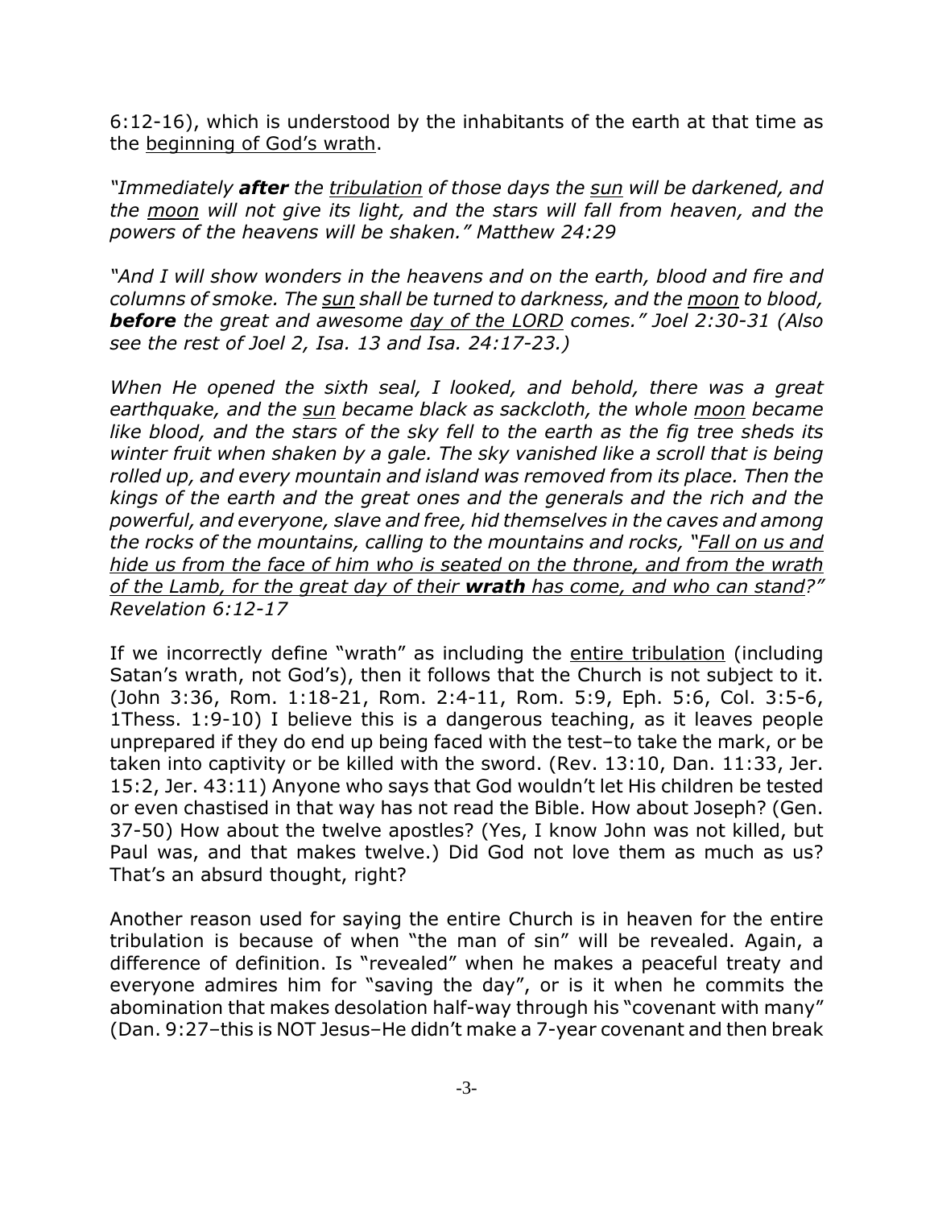6:12-16), which is understood by the inhabitants of the earth at that time as the <u>beginning of God's wrath</u>.

*"Immediately **after** the <u>tribulation</u> of those days the <u>sun</u> will be darkened, and the <u>moon</u> will not give its light, and the stars will fall from heaven, and the powers of the heavens will be shaken." Matthew 24:29*

*"And I will show wonders in the heavens and on the earth, blood and fire and columns of smoke. The <u>sun</u> shall be turned to darkness, and the <u>moon</u> to blood, **before** the great and awesome <u>day of the LORD</u> comes." Joel 2:30-31 (Also see the rest of Joel 2, Isa. 13 and Isa. 24:17-23.)*

*When He opened the sixth seal, I looked, and behold, there was a great earthquake, and the <u>sun</u> became black as sackcloth, the whole <u>moon</u> became like blood, and the stars of the sky fell to the earth as the fig tree sheds its winter fruit when shaken by a gale. The sky vanished like a scroll that is being rolled up, and every mountain and island was removed from its place. Then the kings of the earth and the great ones and the generals and the rich and the powerful, and everyone, slave and free, hid themselves in the caves and among the rocks of the mountains, calling to the mountains and rocks, "<u>Fall on us and hide us from the face of him who is seated on the throne, and from the wrath of the Lamb, for the great day of their **wrath** has come, and who can stand</u>?" Revelation 6:12-17*

If we incorrectly define "wrath" as including the <u>entire tribulation</u> (including Satan's wrath, not God's), then it follows that the Church is not subject to it. (John 3:36, Rom. 1:18-21, Rom. 2:4-11, Rom. 5:9, Eph. 5:6, Col. 3:5-6, 1Thess. 1:9-10) I believe this is a dangerous teaching, as it leaves people unprepared if they do end up being faced with the test–to take the mark, or be taken into captivity or be killed with the sword. (Rev. 13:10, Dan. 11:33, Jer. 15:2, Jer. 43:11) Anyone who says that God wouldn't let His children be tested or even chastised in that way has not read the Bible. How about Joseph? (Gen. 37-50) How about the twelve apostles? (Yes, I know John was not killed, but Paul was, and that makes twelve.) Did God not love them as much as us? That's an absurd thought, right?

Another reason used for saying the entire Church is in heaven for the entire tribulation is because of when "the man of sin" will be revealed. Again, a difference of definition. Is "revealed" when he makes a peaceful treaty and everyone admires him for "saving the day", or is it when he commits the abomination that makes desolation half-way through his "covenant with many" (Dan. 9:27–this is NOT Jesus–He didn't make a 7-year covenant and then break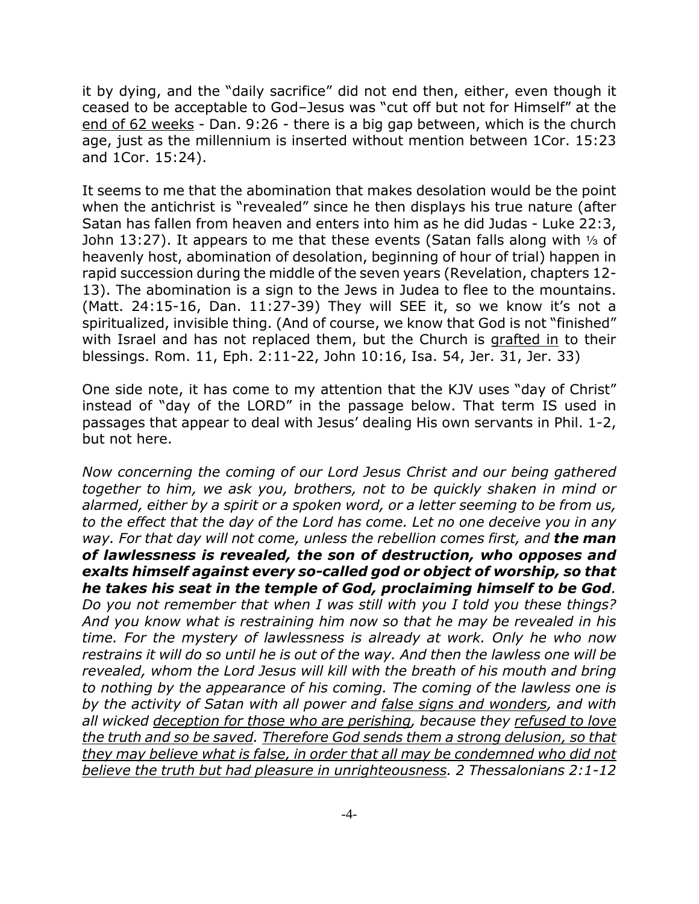it by dying, and the "daily sacrifice" did not end then, either, even though it ceased to be acceptable to God–Jesus was "cut off but not for Himself" at the <u>end of 62 weeks</u> - Dan. 9:26 - there is a big gap between, which is the church age, just as the millennium is inserted without mention between 1Cor. 15:23 and 1Cor. 15:24).

It seems to me that the abomination that makes desolation would be the point when the antichrist is "revealed" since he then displays his true nature (after Satan has fallen from heaven and enters into him as he did Judas - Luke 22:3, John 13:27). It appears to me that these events (Satan falls along with ⅓ of heavenly host, abomination of desolation, beginning of hour of trial) happen in rapid succession during the middle of the seven years (Revelation, chapters 12-13). The abomination is a sign to the Jews in Judea to flee to the mountains. (Matt. 24:15-16, Dan. 11:27-39) They will SEE it, so we know it's not a spiritualized, invisible thing. (And of course, we know that God is not "finished" with Israel and has not replaced them, but the Church is <u>grafted in</u> to their blessings. Rom. 11, Eph. 2:11-22, John 10:16, Isa. 54, Jer. 31, Jer. 33)

One side note, it has come to my attention that the KJV uses "day of Christ" instead of "day of the LORD" in the passage below. That term IS used in passages that appear to deal with Jesus' dealing His own servants in Phil. 1-2, but not here.

*Now concerning the coming of our Lord Jesus Christ and our being gathered together to him, we ask you, brothers, not to be quickly shaken in mind or alarmed, either by a spirit or a spoken word, or a letter seeming to be from us, to the effect that the day of the Lord has come. Let no one deceive you in any way. For that day will not come, unless the rebellion comes first, and* ***the man of lawlessness is revealed, the son of destruction, who opposes and exalts himself against every so-called god or object of worship, so that he takes his seat in the temple of God, proclaiming himself to be God****. Do you not remember that when I was still with you I told you these things? And you know what is restraining him now so that he may be revealed in his time. For the mystery of lawlessness is already at work. Only he who now restrains it will do so until he is out of the way. And then the lawless one will be revealed, whom the Lord Jesus will kill with the breath of his mouth and bring to nothing by the appearance of his coming. The coming of the lawless one is by the activity of Satan with all power and <u>false signs and wonders</u>, and with all wicked <u>deception for those who are perishing</u>, because they <u>refused to love the truth and so be saved</u>. <u>Therefore God sends them a strong delusion, so that they may believe what is false, in order that all may be condemned who did not believe the truth but had pleasure in unrighteousness</u>. 2 Thessalonians 2:1-12*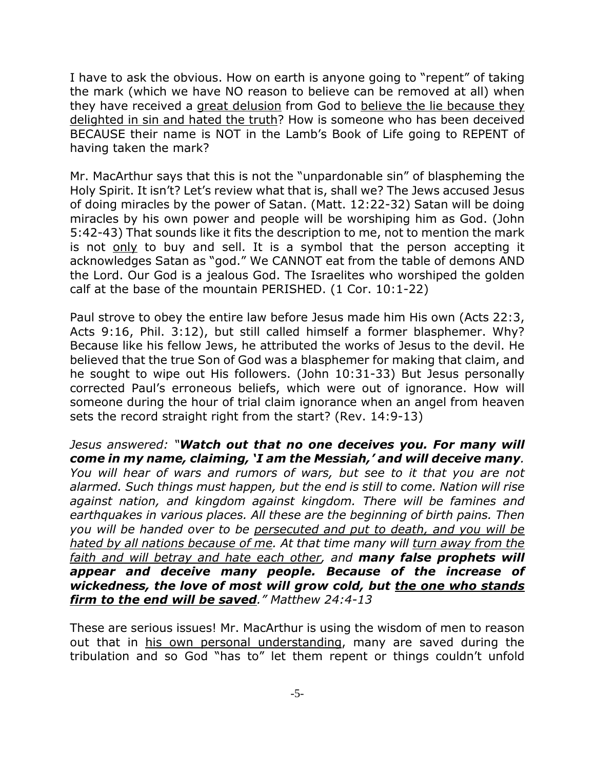I have to ask the obvious. How on earth is anyone going to "repent" of taking the mark (which we have NO reason to believe can be removed at all) when they have received a <u>great delusion</u> from God to <u>believe the lie because they delighted in sin and hated the truth</u>? How is someone who has been deceived BECAUSE their name is NOT in the Lamb's Book of Life going to REPENT of having taken the mark?

Mr. MacArthur says that this is not the "unpardonable sin" of blaspheming the Holy Spirit. It isn't? Let's review what that is, shall we? The Jews accused Jesus of doing miracles by the power of Satan. (Matt. 12:22-32) Satan will be doing miracles by his own power and people will be worshiping him as God. (John 5:42-43) That sounds like it fits the description to me, not to mention the mark is not <u>only</u> to buy and sell. It is a symbol that the person accepting it acknowledges Satan as "god." We CANNOT eat from the table of demons AND the Lord. Our God is a jealous God. The Israelites who worshiped the golden calf at the base of the mountain PERISHED. (1 Cor. 10:1-22)

Paul strove to obey the entire law before Jesus made him His own (Acts 22:3, Acts 9:16, Phil. 3:12), but still called himself a former blasphemer. Why? Because like his fellow Jews, he attributed the works of Jesus to the devil. He believed that the true Son of God was a blasphemer for making that claim, and he sought to wipe out His followers. (John 10:31-33) But Jesus personally corrected Paul's erroneous beliefs, which were out of ignorance. How will someone during the hour of trial claim ignorance when an angel from heaven sets the record straight right from the start? (Rev. 14:9-13)

*Jesus answered: "**Watch out that no one deceives you. For many will come in my name, claiming, 'I am the Messiah,' and will deceive many**. You will hear of wars and rumors of wars, but see to it that you are not alarmed. Such things must happen, but the end is still to come. Nation will rise against nation, and kingdom against kingdom. There will be famines and earthquakes in various places. All these are the beginning of birth pains. Then you will be handed over to be <u>persecuted and put to death, and you will be hated by all nations because of me</u>. At that time many will <u>turn away from the faith and will betray and hate each other</u>, and **many false prophets will appear and deceive many people. Because of the increase of wickedness, the love of most will grow cold, but <u>the one who stands firm to the end will be saved</u>**." Matthew 24:4-13*

These are serious issues! Mr. MacArthur is using the wisdom of men to reason out that in <u>his own personal understanding</u>, many are saved during the tribulation and so God "has to" let them repent or things couldn't unfold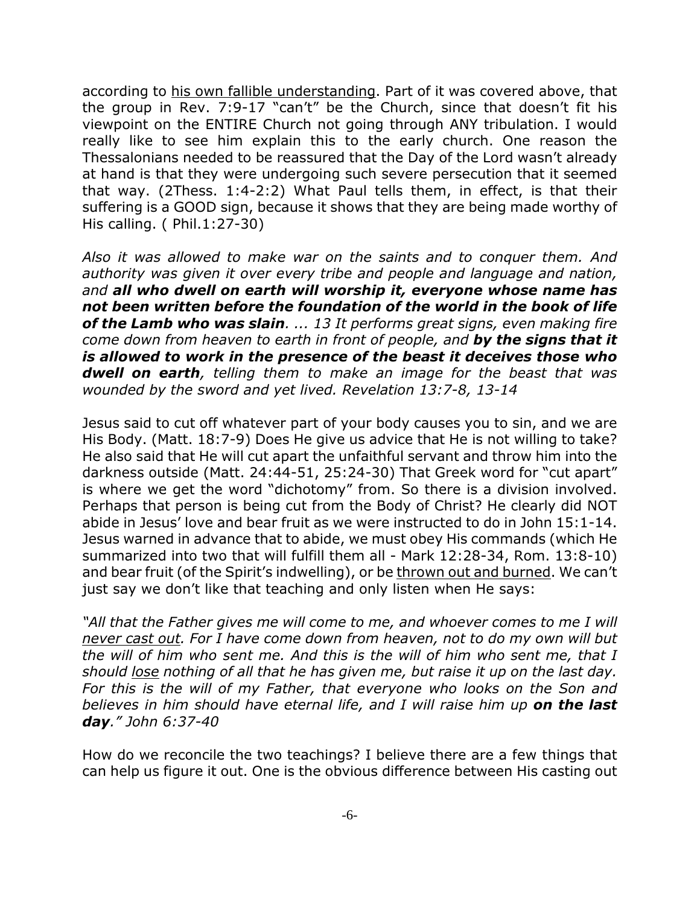according to <u>his own fallible understanding</u>. Part of it was covered above, that the group in Rev. 7:9-17 "can't" be the Church, since that doesn't fit his viewpoint on the ENTIRE Church not going through ANY tribulation. I would really like to see him explain this to the early church. One reason the Thessalonians needed to be reassured that the Day of the Lord wasn't already at hand is that they were undergoing such severe persecution that it seemed that way. (2Thess. 1:4-2:2) What Paul tells them, in effect, is that their suffering is a GOOD sign, because it shows that they are being made worthy of His calling. ( Phil.1:27-30)

*Also it was allowed to make war on the saints and to conquer them. And authority was given it over every tribe and people and language and nation, and **all who dwell on earth will worship it, everyone whose name has not been written before the foundation of the world in the book of life of the Lamb who was slain**. ... 13 It performs great signs, even making fire come down from heaven to earth in front of people, and **by the signs that it is allowed to work in the presence of the beast it deceives those who dwell on earth**, telling them to make an image for the beast that was wounded by the sword and yet lived. Revelation 13:7-8, 13-14*

Jesus said to cut off whatever part of your body causes you to sin, and we are His Body. (Matt. 18:7-9) Does He give us advice that He is not willing to take? He also said that He will cut apart the unfaithful servant and throw him into the darkness outside (Matt. 24:44-51, 25:24-30) That Greek word for "cut apart" is where we get the word "dichotomy" from. So there is a division involved. Perhaps that person is being cut from the Body of Christ? He clearly did NOT abide in Jesus' love and bear fruit as we were instructed to do in John 15:1-14. Jesus warned in advance that to abide, we must obey His commands (which He summarized into two that will fulfill them all - Mark 12:28-34, Rom. 13:8-10) and bear fruit (of the Spirit's indwelling), or be <u>thrown out and burned</u>. We can't just say we don't like that teaching and only listen when He says:

*"All that the Father gives me will come to me, and whoever comes to me I will <u>never cast out</u>. For I have come down from heaven, not to do my own will but the will of him who sent me. And this is the will of him who sent me, that I should <u>lose</u> nothing of all that he has given me, but raise it up on the last day. For this is the will of my Father, that everyone who looks on the Son and believes in him should have eternal life, and I will raise him up **on the last day**." John 6:37-40*

How do we reconcile the two teachings? I believe there are a few things that can help us figure it out. One is the obvious difference between His casting out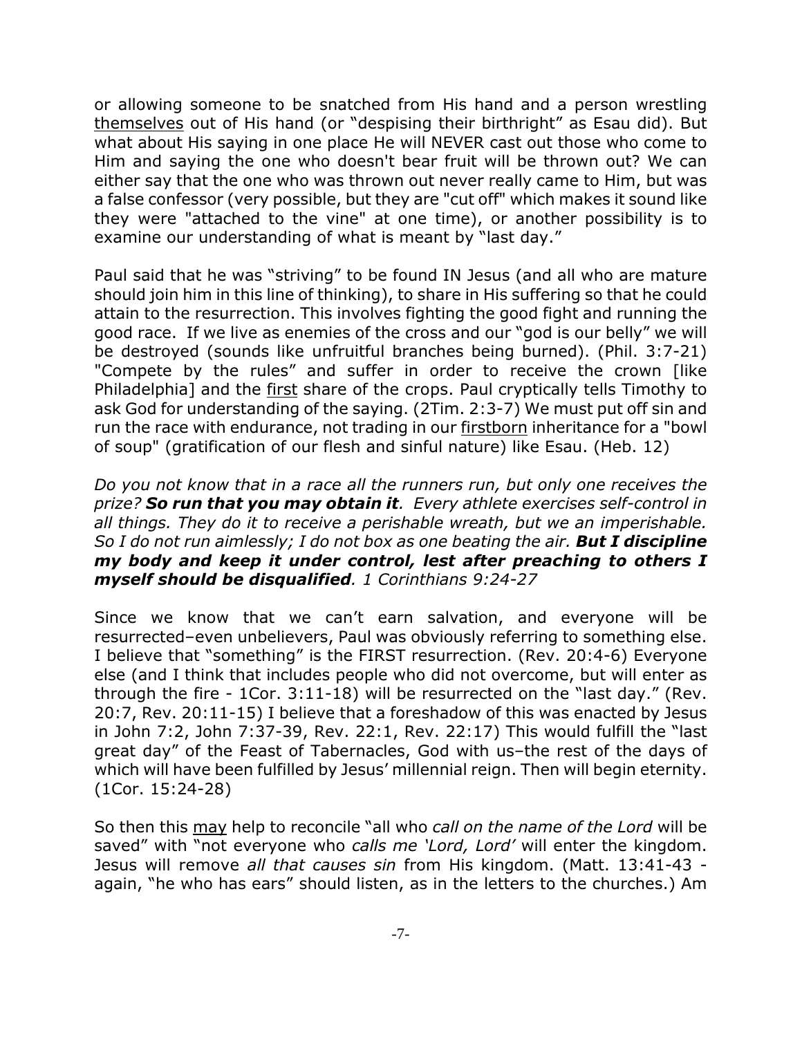or allowing someone to be snatched from His hand and a person wrestling <u>themselves</u> out of His hand (or "despising their birthright" as Esau did). But what about His saying in one place He will NEVER cast out those who come to Him and saying the one who doesn't bear fruit will be thrown out? We can either say that the one who was thrown out never really came to Him, but was a false confessor (very possible, but they are "cut off" which makes it sound like they were "attached to the vine" at one time), or another possibility is to examine our understanding of what is meant by "last day."

Paul said that he was "striving" to be found IN Jesus (and all who are mature should join him in this line of thinking), to share in His suffering so that he could attain to the resurrection. This involves fighting the good fight and running the good race. If we live as enemies of the cross and our "god is our belly" we will be destroyed (sounds like unfruitful branches being burned). (Phil. 3:7-21) "Compete by the rules" and suffer in order to receive the crown [like Philadelphia] and the <u>first</u> share of the crops. Paul cryptically tells Timothy to ask God for understanding of the saying. (2Tim. 2:3-7) We must put off sin and run the race with endurance, not trading in our <u>firstborn</u> inheritance for a "bowl of soup" (gratification of our flesh and sinful nature) like Esau. (Heb. 12)

*Do you not know that in a race all the runners run, but only one receives the prize? **So run that you may obtain it**. Every athlete exercises self-control in all things. They do it to receive a perishable wreath, but we an imperishable. So I do not run aimlessly; I do not box as one beating the air. **But I discipline my body and keep it under control, lest after preaching to others I myself should be disqualified**. 1 Corinthians 9:24-27*

Since we know that we can't earn salvation, and everyone will be resurrected–even unbelievers, Paul was obviously referring to something else. I believe that "something" is the FIRST resurrection. (Rev. 20:4-6) Everyone else (and I think that includes people who did not overcome, but will enter as through the fire - 1Cor. 3:11-18) will be resurrected on the "last day." (Rev. 20:7, Rev. 20:11-15) I believe that a foreshadow of this was enacted by Jesus in John 7:2, John 7:37-39, Rev. 22:1, Rev. 22:17) This would fulfill the "last great day" of the Feast of Tabernacles, God with us–the rest of the days of which will have been fulfilled by Jesus' millennial reign. Then will begin eternity. (1Cor. 15:24-28)

So then this <u>may</u> help to reconcile "all who *call on the name of the Lord* will be saved" with "not everyone who *calls me 'Lord, Lord'* will enter the kingdom. Jesus will remove *all that causes sin* from His kingdom. (Matt. 13:41-43 - again, "he who has ears" should listen, as in the letters to the churches.) Am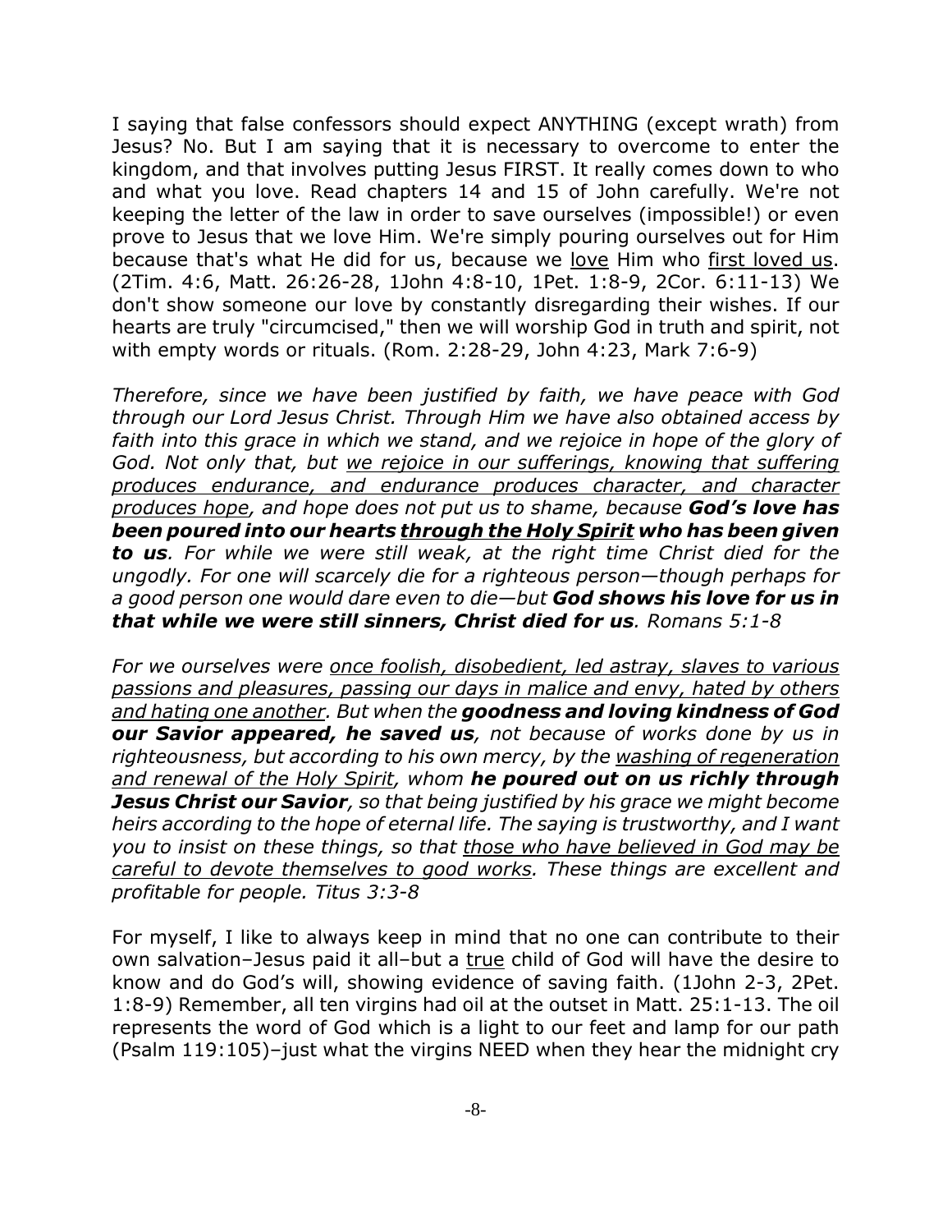I saying that false confessors should expect ANYTHING (except wrath) from Jesus? No. But I am saying that it is necessary to overcome to enter the kingdom, and that involves putting Jesus FIRST. It really comes down to who and what you love. Read chapters 14 and 15 of John carefully. We're not keeping the letter of the law in order to save ourselves (impossible!) or even prove to Jesus that we love Him. We're simply pouring ourselves out for Him because that's what He did for us, because we <u>love</u> Him who <u>first loved us</u>. (2Tim. 4:6, Matt. 26:26-28, 1John 4:8-10, 1Pet. 1:8-9, 2Cor. 6:11-13) We don't show someone our love by constantly disregarding their wishes. If our hearts are truly "circumcised," then we will worship God in truth and spirit, not with empty words or rituals. (Rom. 2:28-29, John 4:23, Mark 7:6-9)

*Therefore, since we have been justified by faith, we have peace with God through our Lord Jesus Christ. Through Him we have also obtained access by faith into this grace in which we stand, and we rejoice in hope of the glory of God. Not only that, but <u>we rejoice in our sufferings, knowing that suffering produces endurance, and endurance produces character, and character produces hope</u>, and hope does not put us to shame, because **God's love has been poured into our hearts <u>through the Holy Spirit</u> who has been given to us**. For while we were still weak, at the right time Christ died for the ungodly. For one will scarcely die for a righteous person—though perhaps for a good person one would dare even to die—but **God shows his love for us in that while we were still sinners, Christ died for us**. Romans 5:1-8*

*For we ourselves were <u>once foolish, disobedient, led astray, slaves to various passions and pleasures, passing our days in malice and envy, hated by others and hating one another</u>. But when the **goodness and loving kindness of God our Savior appeared, he saved us**, not because of works done by us in righteousness, but according to his own mercy, by the <u>washing of regeneration and renewal of the Holy Spirit</u>, whom **he poured out on us richly through Jesus Christ our Savior**, so that being justified by his grace we might become heirs according to the hope of eternal life. The saying is trustworthy, and I want you to insist on these things, so that <u>those who have believed in God may be careful to devote themselves to good works</u>. These things are excellent and profitable for people. Titus 3:3-8*

For myself, I like to always keep in mind that no one can contribute to their own salvation–Jesus paid it all–but a <u>true</u> child of God will have the desire to know and do God's will, showing evidence of saving faith. (1John 2-3, 2Pet. 1:8-9) Remember, all ten virgins had oil at the outset in Matt. 25:1-13. The oil represents the word of God which is a light to our feet and lamp for our path (Psalm 119:105)–just what the virgins NEED when they hear the midnight cry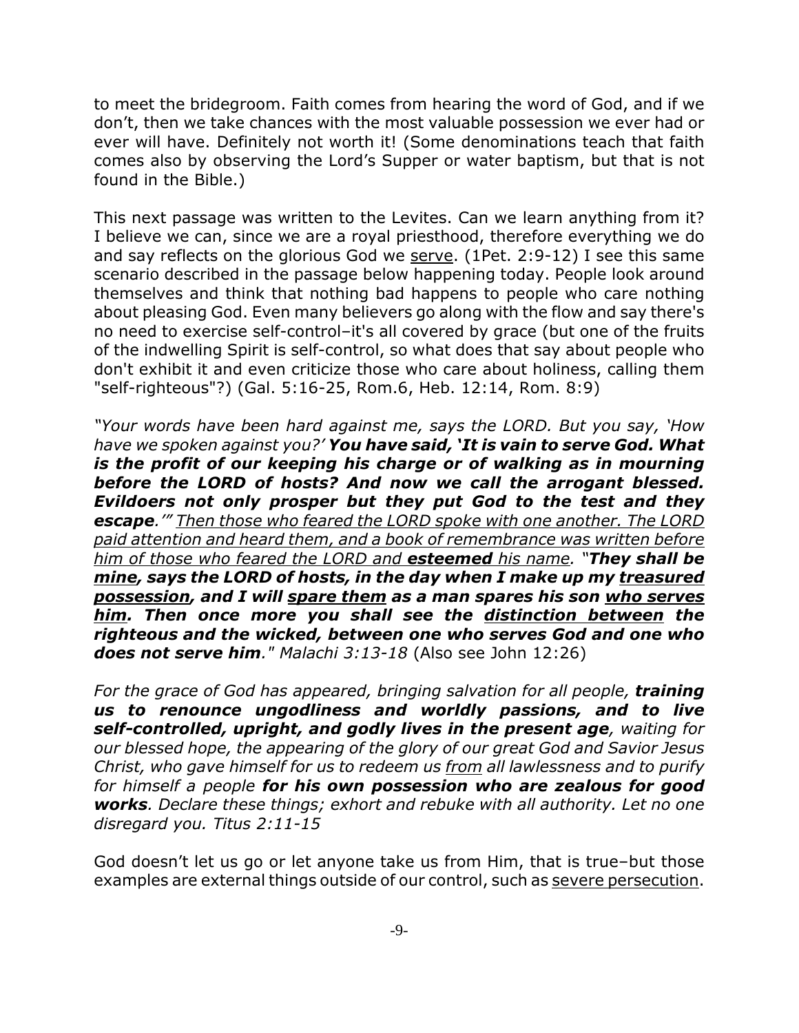to meet the bridegroom. Faith comes from hearing the word of God, and if we don't, then we take chances with the most valuable possession we ever had or ever will have. Definitely not worth it! (Some denominations teach that faith comes also by observing the Lord's Supper or water baptism, but that is not found in the Bible.)

This next passage was written to the Levites. Can we learn anything from it? I believe we can, since we are a royal priesthood, therefore everything we do and say reflects on the glorious God we <u>serve</u>. (1Pet. 2:9-12) I see this same scenario described in the passage below happening today. People look around themselves and think that nothing bad happens to people who care nothing about pleasing God. Even many believers go along with the flow and say there's no need to exercise self-control–it's all covered by grace (but one of the fruits of the indwelling Spirit is self-control, so what does that say about people who don't exhibit it and even criticize those who care about holiness, calling them "self-righteous"?) (Gal. 5:16-25, Rom.6, Heb. 12:14, Rom. 8:9)

*"Your words have been hard against me, says the LORD. But you say, 'How have we spoken against you?'* ***You have said, 'It is vain to serve God. What is the profit of our keeping his charge or of walking as in mourning before the LORD of hosts? And now we call the arrogant blessed. Evildoers not only prosper but they put God to the test and they escape****.'" <u>Then those who feared the LORD spoke with one another. The LORD paid attention and heard them, and a book of remembrance was written before him of those who feared the LORD and</u> **<u>esteemed</u>** <u>his name</u>.* ***"They shall be <u>mine</u>, says the LORD of hosts, in the day when I make up my <u>treasured possession</u>, and I will <u>spare them</u> as a man spares his son <u>who serves him</u>. Then once more you shall see the <u>distinction between</u> the righteous and the wicked, between one who serves God and one who does not serve him****." Malachi 3:13-18* (Also see John 12:26)

*For the grace of God has appeared, bringing salvation for all people,* ***training us to renounce ungodliness and worldly passions, and to live self-controlled, upright, and godly lives in the present age****, waiting for our blessed hope, the appearing of the glory of our great God and Savior Jesus Christ, who gave himself for us to redeem us <u>from</u> all lawlessness and to purify for himself a people* ***for his own possession who are zealous for good works****. Declare these things; exhort and rebuke with all authority. Let no one disregard you. Titus 2:11-15*

God doesn't let us go or let anyone take us from Him, that is true–but those examples are external things outside of our control, such as <u>severe persecution</u>.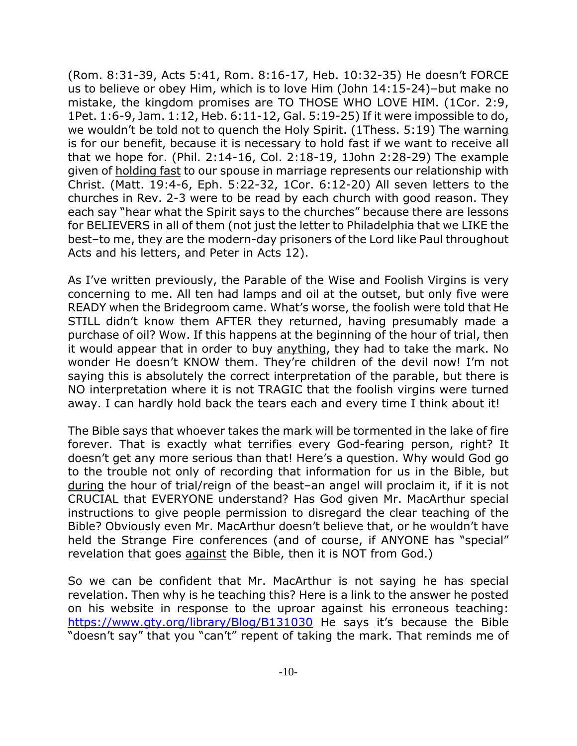(Rom. 8:31-39, Acts 5:41, Rom. 8:16-17, Heb. 10:32-35) He doesn't FORCE us to believe or obey Him, which is to love Him (John 14:15-24)–but make no mistake, the kingdom promises are TO THOSE WHO LOVE HIM. (1Cor. 2:9, 1Pet. 1:6-9, Jam. 1:12, Heb. 6:11-12, Gal. 5:19-25) If it were impossible to do, we wouldn't be told not to quench the Holy Spirit. (1Thess. 5:19) The warning is for our benefit, because it is necessary to hold fast if we want to receive all that we hope for. (Phil. 2:14-16, Col. 2:18-19, 1John 2:28-29) The example given of <u>holding fast</u> to our spouse in marriage represents our relationship with Christ. (Matt. 19:4-6, Eph. 5:22-32, 1Cor. 6:12-20) All seven letters to the churches in Rev. 2-3 were to be read by each church with good reason. They each say "hear what the Spirit says to the churches" because there are lessons for BELIEVERS in <u>all</u> of them (not just the letter to <u>Philadelphia</u> that we LIKE the best–to me, they are the modern-day prisoners of the Lord like Paul throughout Acts and his letters, and Peter in Acts 12).

As I've written previously, the Parable of the Wise and Foolish Virgins is very concerning to me. All ten had lamps and oil at the outset, but only five were READY when the Bridegroom came. What's worse, the foolish were told that He STILL didn't know them AFTER they returned, having presumably made a purchase of oil? Wow. If this happens at the beginning of the hour of trial, then it would appear that in order to buy <u>anything</u>, they had to take the mark. No wonder He doesn't KNOW them. They're children of the devil now! I'm not saying this is absolutely the correct interpretation of the parable, but there is NO interpretation where it is not TRAGIC that the foolish virgins were turned away. I can hardly hold back the tears each and every time I think about it!

The Bible says that whoever takes the mark will be tormented in the lake of fire forever. That is exactly what terrifies every God-fearing person, right? It doesn't get any more serious than that! Here's a question. Why would God go to the trouble not only of recording that information for us in the Bible, but <u>during</u> the hour of trial/reign of the beast–an angel will proclaim it, if it is not CRUCIAL that EVERYONE understand? Has God given Mr. MacArthur special instructions to give people permission to disregard the clear teaching of the Bible? Obviously even Mr. MacArthur doesn't believe that, or he wouldn't have held the Strange Fire conferences (and of course, if ANYONE has "special" revelation that goes <u>against</u> the Bible, then it is NOT from God.)

So we can be confident that Mr. MacArthur is not saying he has special revelation. Then why is he teaching this? Here is a link to the answer he posted on his website in response to the uproar against his erroneous teaching: [https://www.gty.org/library/Blog/B131030](https://www.gty.org/library/Blog/B131030) He says it's because the Bible "doesn't say" that you "can't" repent of taking the mark. That reminds me of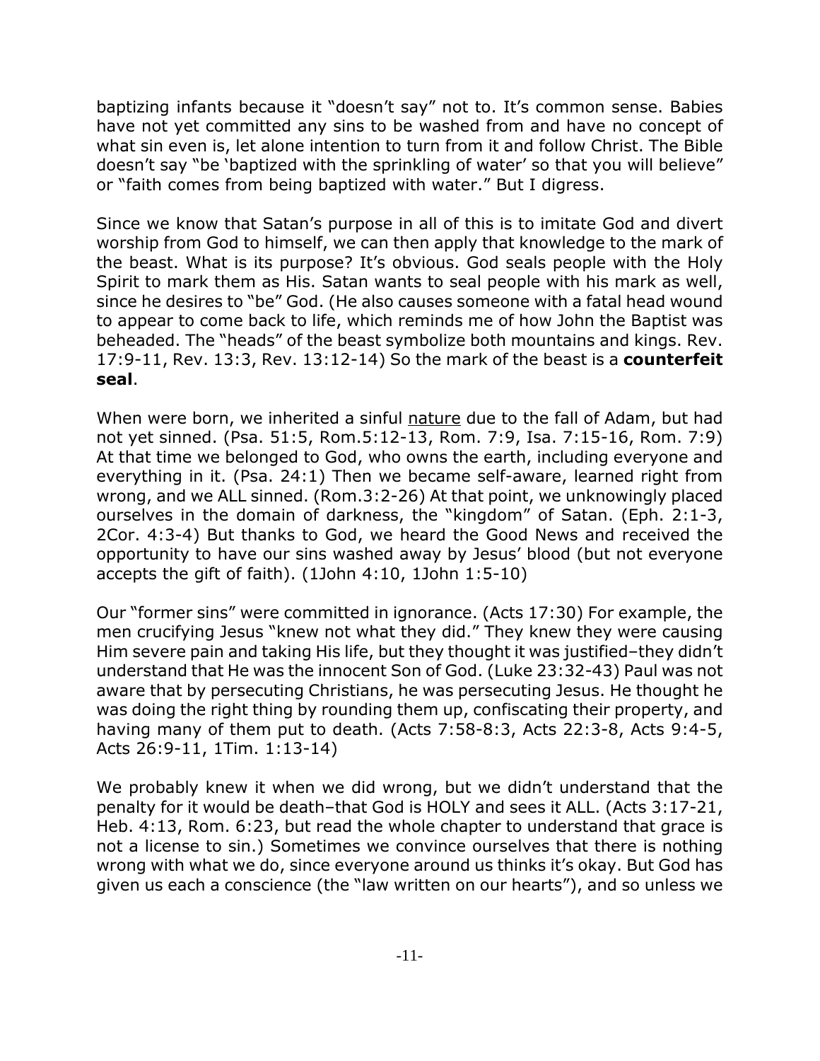baptizing infants because it "doesn't say" not to. It's common sense. Babies have not yet committed any sins to be washed from and have no concept of what sin even is, let alone intention to turn from it and follow Christ. The Bible doesn't say "be 'baptized with the sprinkling of water' so that you will believe" or "faith comes from being baptized with water." But I digress.

Since we know that Satan's purpose in all of this is to imitate God and divert worship from God to himself, we can then apply that knowledge to the mark of the beast. What is its purpose? It's obvious. God seals people with the Holy Spirit to mark them as His. Satan wants to seal people with his mark as well, since he desires to "be" God. (He also causes someone with a fatal head wound to appear to come back to life, which reminds me of how John the Baptist was beheaded. The "heads" of the beast symbolize both mountains and kings. Rev. 17:9-11, Rev. 13:3, Rev. 13:12-14) So the mark of the beast is a **counterfeit seal**.

When were born, we inherited a sinful nature due to the fall of Adam, but had not yet sinned. (Psa. 51:5, Rom.5:12-13, Rom. 7:9, Isa. 7:15-16, Rom. 7:9) At that time we belonged to God, who owns the earth, including everyone and everything in it. (Psa. 24:1) Then we became self-aware, learned right from wrong, and we ALL sinned. (Rom.3:2-26) At that point, we unknowingly placed ourselves in the domain of darkness, the "kingdom" of Satan. (Eph. 2:1-3, 2Cor. 4:3-4) But thanks to God, we heard the Good News and received the opportunity to have our sins washed away by Jesus' blood (but not everyone accepts the gift of faith). (1John 4:10, 1John 1:5-10)

Our "former sins" were committed in ignorance. (Acts 17:30) For example, the men crucifying Jesus "knew not what they did." They knew they were causing Him severe pain and taking His life, but they thought it was justified–they didn't understand that He was the innocent Son of God. (Luke 23:32-43) Paul was not aware that by persecuting Christians, he was persecuting Jesus. He thought he was doing the right thing by rounding them up, confiscating their property, and having many of them put to death. (Acts 7:58-8:3, Acts 22:3-8, Acts 9:4-5, Acts 26:9-11, 1Tim. 1:13-14)

We probably knew it when we did wrong, but we didn't understand that the penalty for it would be death–that God is HOLY and sees it ALL. (Acts 3:17-21, Heb. 4:13, Rom. 6:23, but read the whole chapter to understand that grace is not a license to sin.) Sometimes we convince ourselves that there is nothing wrong with what we do, since everyone around us thinks it's okay. But God has given us each a conscience (the "law written on our hearts"), and so unless we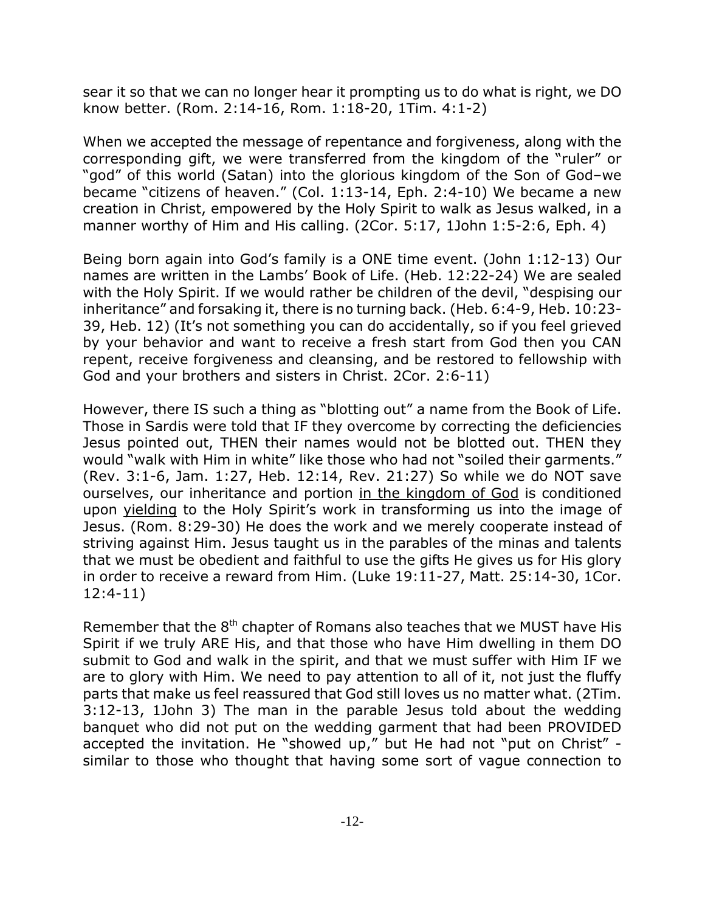sear it so that we can no longer hear it prompting us to do what is right, we DO know better. (Rom. 2:14-16, Rom. 1:18-20, 1Tim. 4:1-2)

When we accepted the message of repentance and forgiveness, along with the corresponding gift, we were transferred from the kingdom of the "ruler" or "god" of this world (Satan) into the glorious kingdom of the Son of God–we became "citizens of heaven." (Col. 1:13-14, Eph. 2:4-10) We became a new creation in Christ, empowered by the Holy Spirit to walk as Jesus walked, in a manner worthy of Him and His calling. (2Cor. 5:17, 1John 1:5-2:6, Eph. 4)

Being born again into God's family is a ONE time event. (John 1:12-13) Our names are written in the Lambs' Book of Life. (Heb. 12:22-24) We are sealed with the Holy Spirit. If we would rather be children of the devil, "despising our inheritance" and forsaking it, there is no turning back. (Heb. 6:4-9, Heb. 10:23-39, Heb. 12) (It's not something you can do accidentally, so if you feel grieved by your behavior and want to receive a fresh start from God then you CAN repent, receive forgiveness and cleansing, and be restored to fellowship with God and your brothers and sisters in Christ. 2Cor. 2:6-11)

However, there IS such a thing as "blotting out" a name from the Book of Life. Those in Sardis were told that IF they overcome by correcting the deficiencies Jesus pointed out, THEN their names would not be blotted out. THEN they would "walk with Him in white" like those who had not "soiled their garments." (Rev. 3:1-6, Jam. 1:27, Heb. 12:14, Rev. 21:27) So while we do NOT save ourselves, our inheritance and portion <u>in the kingdom of God</u> is conditioned upon <u>yielding</u> to the Holy Spirit's work in transforming us into the image of Jesus. (Rom. 8:29-30) He does the work and we merely cooperate instead of striving against Him. Jesus taught us in the parables of the minas and talents that we must be obedient and faithful to use the gifts He gives us for His glory in order to receive a reward from Him. (Luke 19:11-27, Matt. 25:14-30, 1Cor. 12:4-11)

Remember that the 8th chapter of Romans also teaches that we MUST have His Spirit if we truly ARE His, and that those who have Him dwelling in them DO submit to God and walk in the spirit, and that we must suffer with Him IF we are to glory with Him. We need to pay attention to all of it, not just the fluffy parts that make us feel reassured that God still loves us no matter what. (2Tim. 3:12-13, 1John 3) The man in the parable Jesus told about the wedding banquet who did not put on the wedding garment that had been PROVIDED accepted the invitation. He "showed up," but He had not "put on Christ" - similar to those who thought that having some sort of vague connection to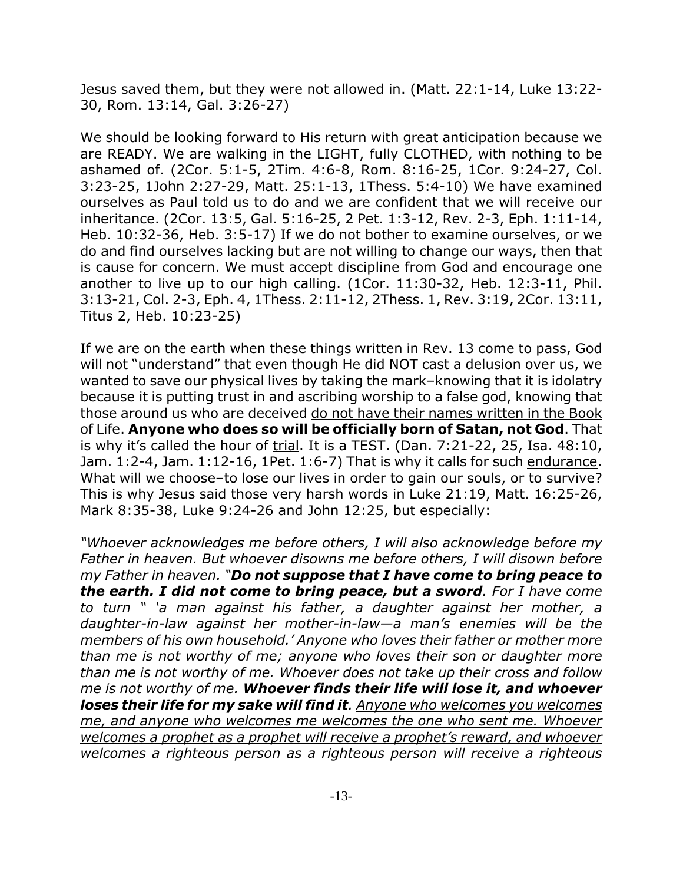Jesus saved them, but they were not allowed in. (Matt. 22:1-14, Luke 13:22-30, Rom. 13:14, Gal. 3:26-27)

We should be looking forward to His return with great anticipation because we are READY. We are walking in the LIGHT, fully CLOTHED, with nothing to be ashamed of. (2Cor. 5:1-5, 2Tim. 4:6-8, Rom. 8:16-25, 1Cor. 9:24-27, Col. 3:23-25, 1John 2:27-29, Matt. 25:1-13, 1Thess. 5:4-10) We have examined ourselves as Paul told us to do and we are confident that we will receive our inheritance. (2Cor. 13:5, Gal. 5:16-25, 2 Pet. 1:3-12, Rev. 2-3, Eph. 1:11-14, Heb. 10:32-36, Heb. 3:5-17) If we do not bother to examine ourselves, or we do and find ourselves lacking but are not willing to change our ways, then that is cause for concern. We must accept discipline from God and encourage one another to live up to our high calling. (1Cor. 11:30-32, Heb. 12:3-11, Phil. 3:13-21, Col. 2-3, Eph. 4, 1Thess. 2:11-12, 2Thess. 1, Rev. 3:19, 2Cor. 13:11, Titus 2, Heb. 10:23-25)

If we are on the earth when these things written in Rev. 13 come to pass, God will not "understand" that even though He did NOT cast a delusion over <u>us</u>, we wanted to save our physical lives by taking the mark–knowing that it is idolatry because it is putting trust in and ascribing worship to a false god, knowing that those around us who are deceived <u>do not have their names written in the Book of Life</u>. **Anyone who does so will be <u>officially</u> born of Satan, not God**. That is why it's called the hour of <u>trial</u>. It is a TEST. (Dan. 7:21-22, 25, Isa. 48:10, Jam. 1:2-4, Jam. 1:12-16, 1Pet. 1:6-7) That is why it calls for such <u>endurance</u>. What will we choose–to lose our lives in order to gain our souls, or to survive? This is why Jesus said those very harsh words in Luke 21:19, Matt. 16:25-26, Mark 8:35-38, Luke 9:24-26 and John 12:25, but especially:

*"Whoever acknowledges me before others, I will also acknowledge before my Father in heaven. But whoever disowns me before others, I will disown before my Father in heaven. "**Do not suppose that I have come to bring peace to the earth. I did not come to bring peace, but a sword**. For I have come to turn " 'a man against his father, a daughter against her mother, a daughter-in-law against her mother-in-law—a man's enemies will be the members of his own household.' Anyone who loves their father or mother more than me is not worthy of me; anyone who loves their son or daughter more than me is not worthy of me. Whoever does not take up their cross and follow me is not worthy of me. **Whoever finds their life will lose it, and whoever loses their life for my sake will find it**. <u>Anyone who welcomes you welcomes me, and anyone who welcomes me welcomes the one who sent me. Whoever welcomes a prophet as a prophet will receive a prophet's reward, and whoever welcomes a righteous person as a righteous person will receive a righteous</u>*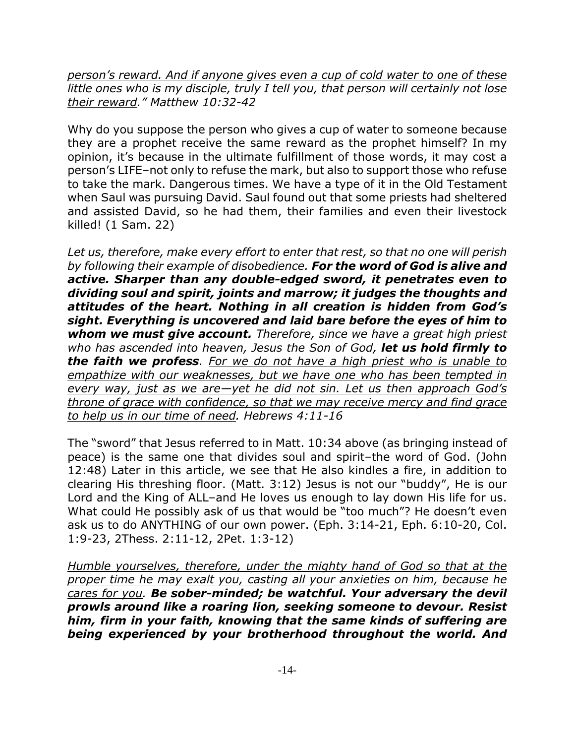*<u>person's reward. And if anyone gives even a cup of cold water to one of these little ones who is my disciple, truly I tell you, that person will certainly not lose their reward</u>." Matthew 10:32-42*

Why do you suppose the person who gives a cup of water to someone because they are a prophet receive the same reward as the prophet himself? In my opinion, it's because in the ultimate fulfillment of those words, it may cost a person's LIFE–not only to refuse the mark, but also to support those who refuse to take the mark. Dangerous times. We have a type of it in the Old Testament when Saul was pursuing David. Saul found out that some priests had sheltered and assisted David, so he had them, their families and even their livestock killed! (1 Sam. 22)

*Let us, therefore, make every effort to enter that rest, so that no one will perish by following their example of disobedience.* ***For the word of God is alive and active. Sharper than any double-edged sword, it penetrates even to dividing soul and spirit, joints and marrow; it judges the thoughts and attitudes of the heart. Nothing in all creation is hidden from God's sight. Everything is uncovered and laid bare before the eyes of him to whom we must give account.*** *Therefore, since we have a great high priest who has ascended into heaven, Jesus the Son of God,* ***let us hold firmly to the faith we profess****. <u>For we do not have a high priest who is unable to empathize with our weaknesses, but we have one who has been tempted in every way, just as we are—yet he did not sin. Let us then approach God's throne of grace with confidence, so that we may receive mercy and find grace to help us in our time of need</u>. Hebrews 4:11-16*

The "sword" that Jesus referred to in Matt. 10:34 above (as bringing instead of peace) is the same one that divides soul and spirit–the word of God. (John 12:48) Later in this article, we see that He also kindles a fire, in addition to clearing His threshing floor. (Matt. 3:12) Jesus is not our "buddy", He is our Lord and the King of ALL–and He loves us enough to lay down His life for us. What could He possibly ask of us that would be "too much"? He doesn't even ask us to do ANYTHING of our own power. (Eph. 3:14-21, Eph. 6:10-20, Col. 1:9-23, 2Thess. 2:11-12, 2Pet. 1:3-12)

*<u>Humble yourselves, therefore, under the mighty hand of God so that at the proper time he may exalt you, casting all your anxieties on him, because he cares for you</u>.* ***Be sober-minded; be watchful. Your adversary the devil prowls around like a roaring lion, seeking someone to devour. Resist him, firm in your faith, knowing that the same kinds of suffering are being experienced by your brotherhood throughout the world. And***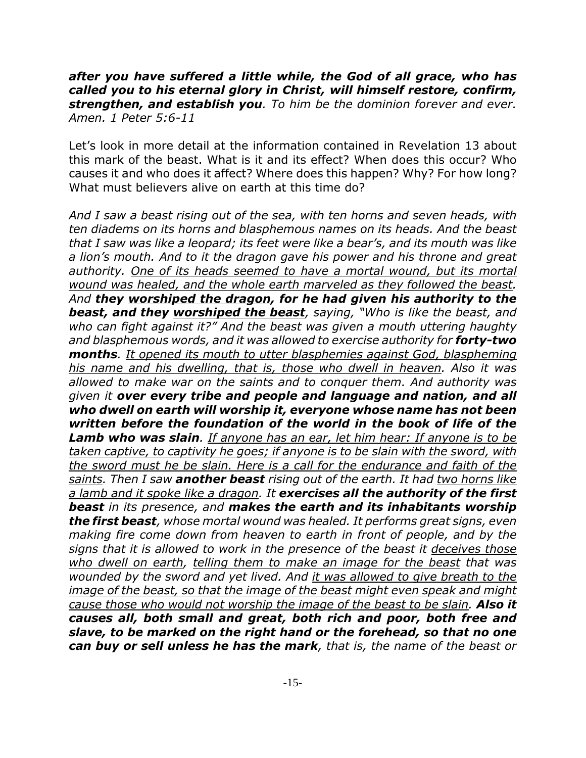***after you have suffered a little while, the God of all grace, who has called you to his eternal glory in Christ, will himself restore, confirm, strengthen, and establish you****. To him be the dominion forever and ever. Amen. 1 Peter 5:6-11*

Let's look in more detail at the information contained in Revelation 13 about this mark of the beast. What is it and its effect? When does this occur? Who causes it and who does it affect? Where does this happen? Why? For how long? What must believers alive on earth at this time do?

*And I saw a beast rising out of the sea, with ten horns and seven heads, with ten diadems on its horns and blasphemous names on its heads. And the beast that I saw was like a leopard; its feet were like a bear's, and its mouth was like a lion's mouth. And to it the dragon gave his power and his throne and great authority. <u>One of its heads seemed to have a mortal wound, but its mortal wound was healed, and the whole earth marveled as they followed the beast.</u> And* ***they <u>worshiped the dragon</u>, for he had given his authority to the beast, and they <u>worshiped the beast</u>****, saying, "Who is like the beast, and who can fight against it?" And the beast was given a mouth uttering haughty and blasphemous words, and it was allowed to exercise authority for* ***forty-two months****. <u>It opened its mouth to utter blasphemies against God, blaspheming his name and his dwelling, that is, those who dwell in heaven</u>. Also it was allowed to make war on the saints and to conquer them. And authority was given it* ***over every tribe and people and language and nation, and all who dwell on earth will worship it, everyone whose name has not been written before the foundation of the world in the book of life of the Lamb who was slain****. <u>If anyone has an ear, let him hear: If anyone is to be taken captive, to captivity he goes; if anyone is to be slain with the sword, with the sword must he be slain. Here is a call for the endurance and faith of the saints</u>. Then I saw* ***another beast*** *rising out of the earth. It had <u>two horns like a lamb and it spoke like a dragon</u>. It* ***exercises all the authority of the first beast*** *in its presence, and* ***makes the earth and its inhabitants worship the first beast****, whose mortal wound was healed. It performs great signs, even making fire come down from heaven to earth in front of people, and by the signs that it is allowed to work in the presence of the beast it <u>deceives those who dwell on earth</u>, <u>telling them to make an image for the beast</u> that was wounded by the sword and yet lived. And <u>it was allowed to give breath to the image of the beast, so that the image of the beast might even speak and might cause those who would not worship the image of the beast to be slain</u>.* ***Also it causes all, both small and great, both rich and poor, both free and slave, to be marked on the right hand or the forehead, so that no one can buy or sell unless he has the mark****, that is, the name of the beast or*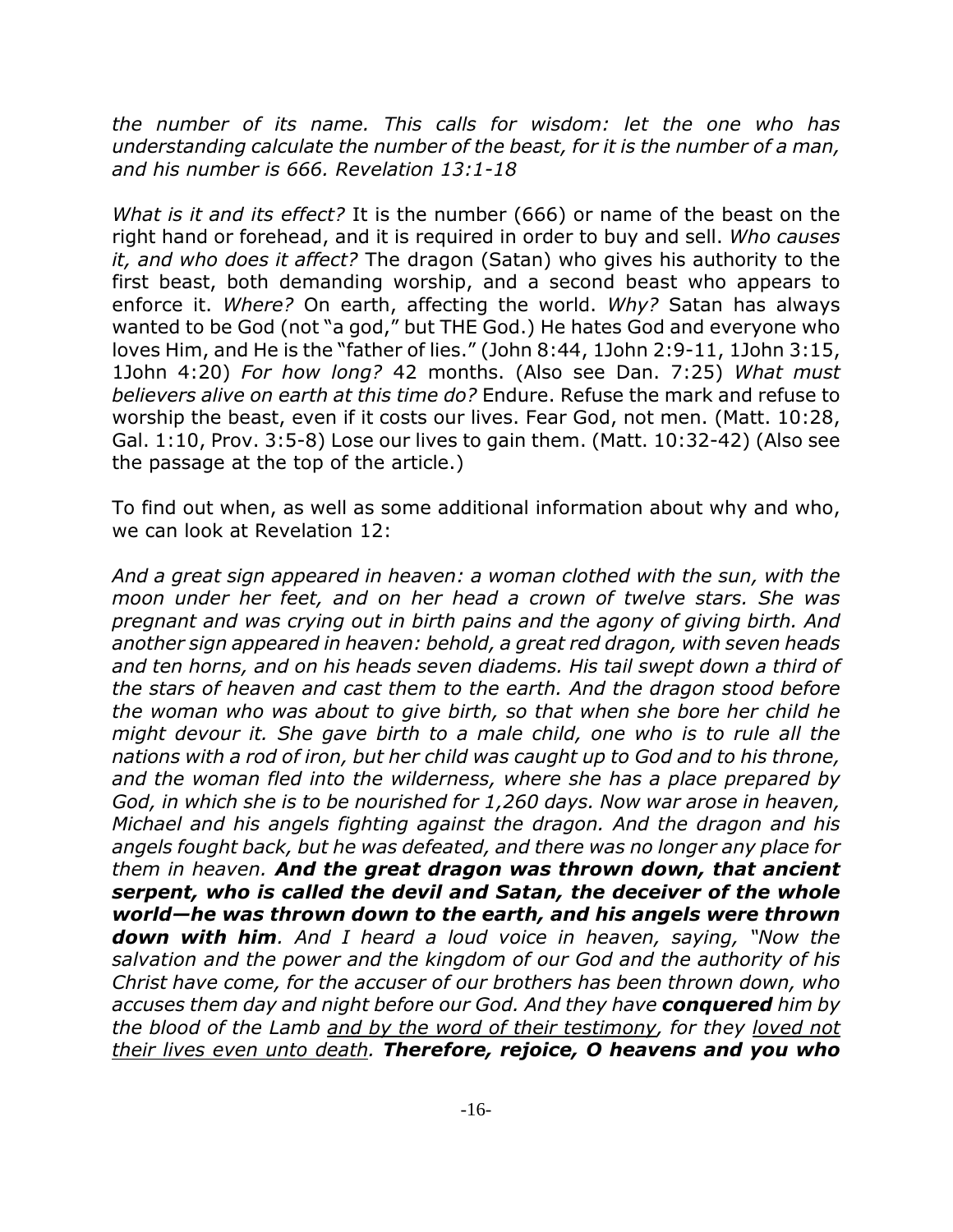*the number of its name. This calls for wisdom: let the one who has understanding calculate the number of the beast, for it is the number of a man, and his number is 666. Revelation 13:1-18*

*What is it and its effect?* It is the number (666) or name of the beast on the right hand or forehead, and it is required in order to buy and sell. *Who causes it, and who does it affect?* The dragon (Satan) who gives his authority to the first beast, both demanding worship, and a second beast who appears to enforce it. *Where?* On earth, affecting the world. *Why?* Satan has always wanted to be God (not "a god," but THE God.) He hates God and everyone who loves Him, and He is the "father of lies." (John 8:44, 1John 2:9-11, 1John 3:15, 1John 4:20) *For how long?* 42 months. (Also see Dan. 7:25) *What must believers alive on earth at this time do?* Endure. Refuse the mark and refuse to worship the beast, even if it costs our lives. Fear God, not men. (Matt. 10:28, Gal. 1:10, Prov. 3:5-8) Lose our lives to gain them. (Matt. 10:32-42) (Also see the passage at the top of the article.)

To find out when, as well as some additional information about why and who, we can look at Revelation 12:

*And a great sign appeared in heaven: a woman clothed with the sun, with the moon under her feet, and on her head a crown of twelve stars. She was pregnant and was crying out in birth pains and the agony of giving birth. And another sign appeared in heaven: behold, a great red dragon, with seven heads and ten horns, and on his heads seven diadems. His tail swept down a third of the stars of heaven and cast them to the earth. And the dragon stood before the woman who was about to give birth, so that when she bore her child he might devour it. She gave birth to a male child, one who is to rule all the nations with a rod of iron, but her child was caught up to God and to his throne, and the woman fled into the wilderness, where she has a place prepared by God, in which she is to be nourished for 1,260 days. Now war arose in heaven, Michael and his angels fighting against the dragon. And the dragon and his angels fought back, but he was defeated, and there was no longer any place for them in heaven.* ***And the great dragon was thrown down, that ancient serpent, who is called the devil and Satan, the deceiver of the whole world—he was thrown down to the earth, and his angels were thrown down with him****. And I heard a loud voice in heaven, saying, "Now the salvation and the power and the kingdom of our God and the authority of his Christ have come, for the accuser of our brothers has been thrown down, who accuses them day and night before our God. And they have* ***conquered*** *him by the blood of the Lamb <u>and by the word of their testimony</u>, for they <u>loved not their lives even unto death</u>.* ***Therefore, rejoice, O heavens and you who***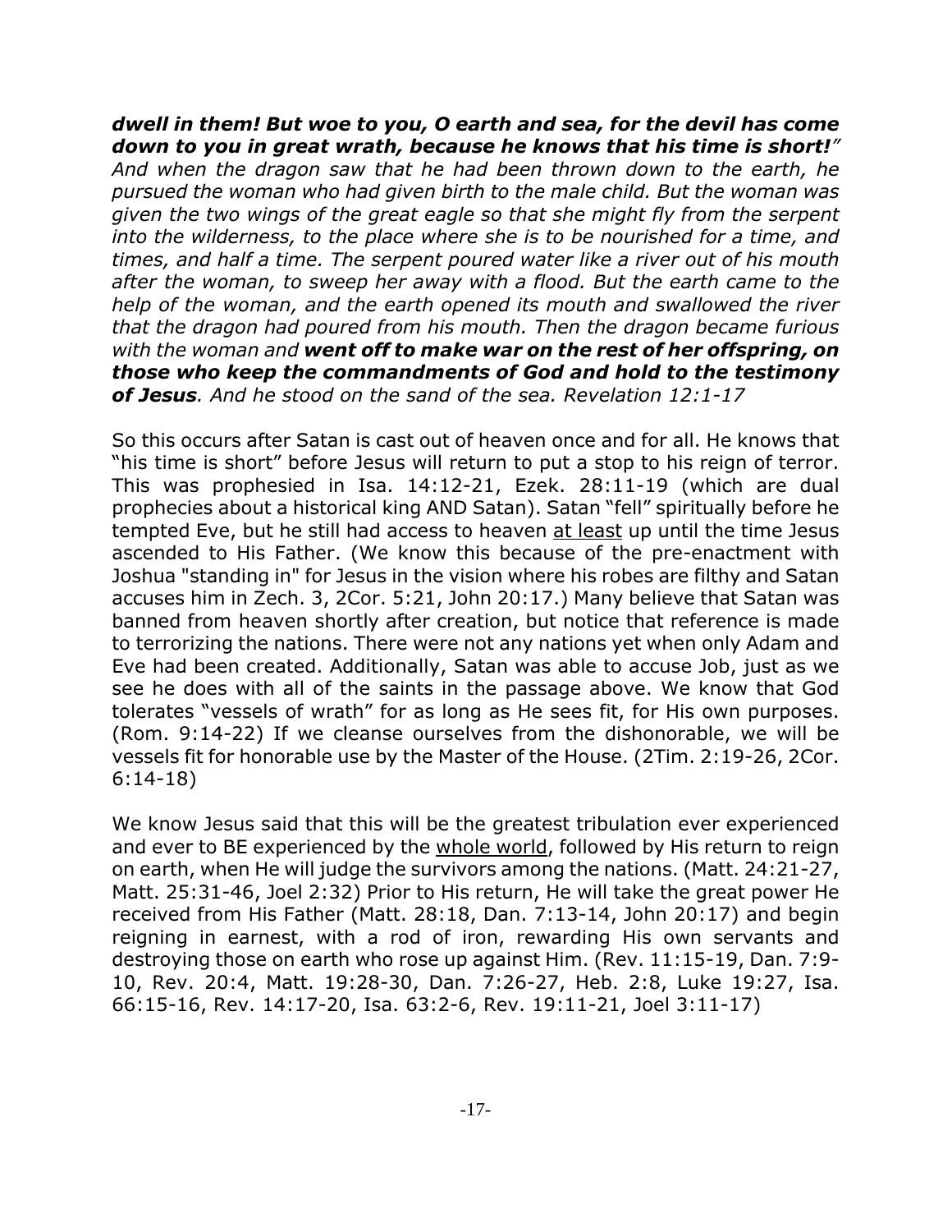***dwell in them! But woe to you, O earth and sea, for the devil has come down to you in great wrath, because he knows that his time is short!"*** *And when the dragon saw that he had been thrown down to the earth, he pursued the woman who had given birth to the male child. But the woman was given the two wings of the great eagle so that she might fly from the serpent into the wilderness, to the place where she is to be nourished for a time, and times, and half a time. The serpent poured water like a river out of his mouth after the woman, to sweep her away with a flood. But the earth came to the help of the woman, and the earth opened its mouth and swallowed the river that the dragon had poured from his mouth. Then the dragon became furious with the woman and* ***went off to make war on the rest of her offspring, on those who keep the commandments of God and hold to the testimony of Jesus****. And he stood on the sand of the sea. Revelation 12:1-17*

So this occurs after Satan is cast out of heaven once and for all. He knows that "his time is short" before Jesus will return to put a stop to his reign of terror. This was prophesied in Isa. 14:12-21, Ezek. 28:11-19 (which are dual prophecies about a historical king AND Satan). Satan "fell" spiritually before he tempted Eve, but he still had access to heaven <u>at least</u> up until the time Jesus ascended to His Father. (We know this because of the pre-enactment with Joshua "standing in" for Jesus in the vision where his robes are filthy and Satan accuses him in Zech. 3, 2Cor. 5:21, John 20:17.) Many believe that Satan was banned from heaven shortly after creation, but notice that reference is made to terrorizing the nations. There were not any nations yet when only Adam and Eve had been created. Additionally, Satan was able to accuse Job, just as we see he does with all of the saints in the passage above. We know that God tolerates "vessels of wrath" for as long as He sees fit, for His own purposes. (Rom. 9:14-22) If we cleanse ourselves from the dishonorable, we will be vessels fit for honorable use by the Master of the House. (2Tim. 2:19-26, 2Cor. 6:14-18)

We know Jesus said that this will be the greatest tribulation ever experienced and ever to BE experienced by the <u>whole world</u>, followed by His return to reign on earth, when He will judge the survivors among the nations. (Matt. 24:21-27, Matt. 25:31-46, Joel 2:32) Prior to His return, He will take the great power He received from His Father (Matt. 28:18, Dan. 7:13-14, John 20:17) and begin reigning in earnest, with a rod of iron, rewarding His own servants and destroying those on earth who rose up against Him. (Rev. 11:15-19, Dan. 7:9-10, Rev. 20:4, Matt. 19:28-30, Dan. 7:26-27, Heb. 2:8, Luke 19:27, Isa. 66:15-16, Rev. 14:17-20, Isa. 63:2-6, Rev. 19:11-21, Joel 3:11-17)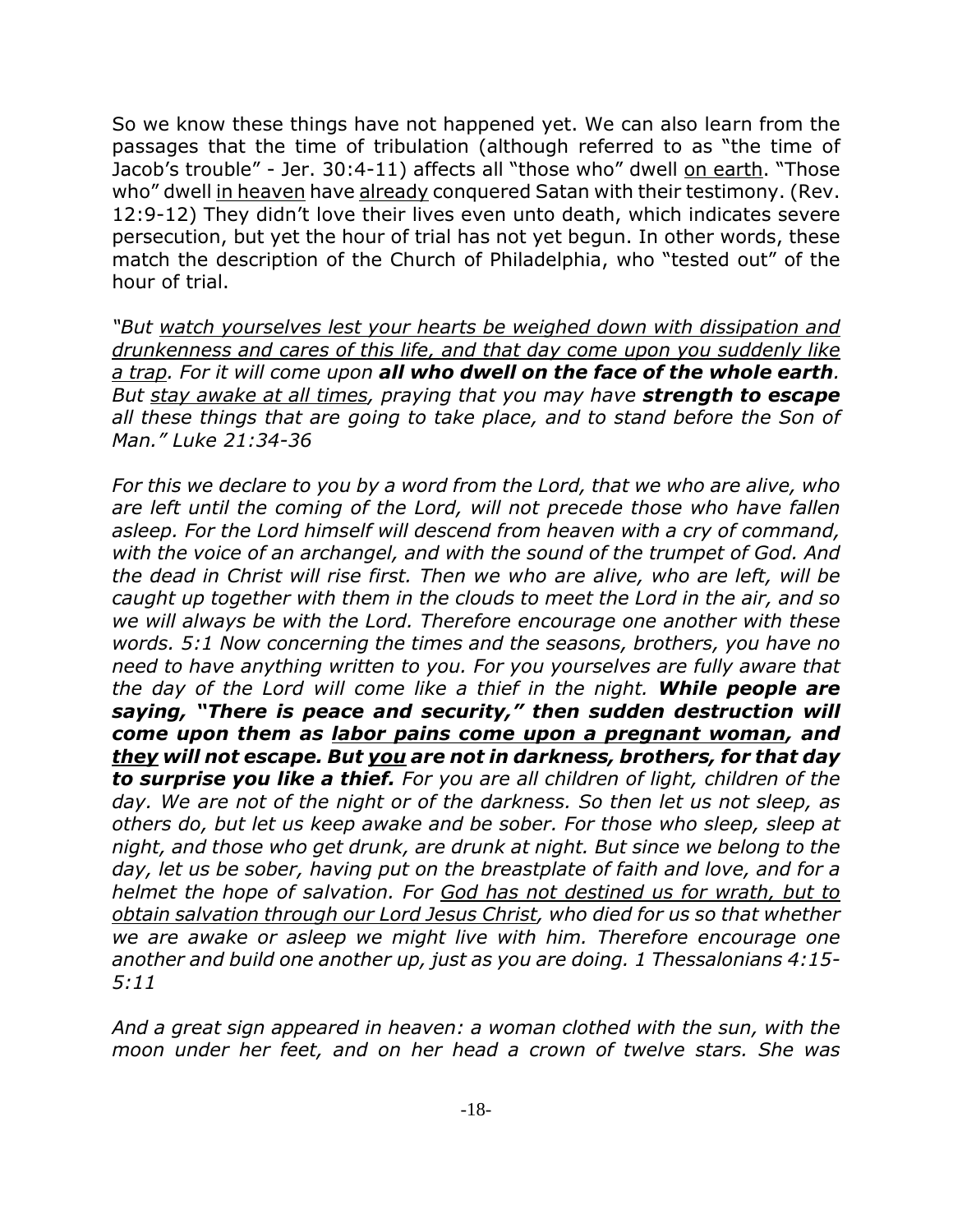So we know these things have not happened yet. We can also learn from the passages that the time of tribulation (although referred to as "the time of Jacob's trouble" - Jer. 30:4-11) affects all "those who" dwell <u>on earth</u>. "Those who" dwell <u>in heaven</u> have <u>already</u> conquered Satan with their testimony. (Rev. 12:9-12) They didn't love their lives even unto death, which indicates severe persecution, but yet the hour of trial has not yet begun. In other words, these match the description of the Church of Philadelphia, who "tested out" of the hour of trial.

*"But <u>watch yourselves lest your hearts be weighed down with dissipation and drunkenness and cares of this life, and that day come upon you suddenly like a trap</u>. For it will come upon **all who dwell on the face of the whole earth**. But <u>stay awake at all times</u>, praying that you may have **strength to escape** all these things that are going to take place, and to stand before the Son of Man." Luke 21:34-36*

*For this we declare to you by a word from the Lord, that we who are alive, who are left until the coming of the Lord, will not precede those who have fallen asleep. For the Lord himself will descend from heaven with a cry of command, with the voice of an archangel, and with the sound of the trumpet of God. And the dead in Christ will rise first. Then we who are alive, who are left, will be caught up together with them in the clouds to meet the Lord in the air, and so we will always be with the Lord. Therefore encourage one another with these words. 5:1 Now concerning the times and the seasons, brothers, you have no need to have anything written to you. For you yourselves are fully aware that the day of the Lord will come like a thief in the night. **While people are saying, "There is peace and security," then sudden destruction will come upon them as <u>labor pains come upon a pregnant woman</u>, and <u>they</u> will not escape. But <u>you</u> are not in darkness, brothers, for that day to surprise you like a thief.** For you are all children of light, children of the day. We are not of the night or of the darkness. So then let us not sleep, as others do, but let us keep awake and be sober. For those who sleep, sleep at night, and those who get drunk, are drunk at night. But since we belong to the day, let us be sober, having put on the breastplate of faith and love, and for a helmet the hope of salvation. For <u>God has not destined us for wrath, but to obtain salvation through our Lord Jesus Christ</u>, who died for us so that whether we are awake or asleep we might live with him. Therefore encourage one another and build one another up, just as you are doing. 1 Thessalonians 4:15-5:11*

*And a great sign appeared in heaven: a woman clothed with the sun, with the moon under her feet, and on her head a crown of twelve stars. She was*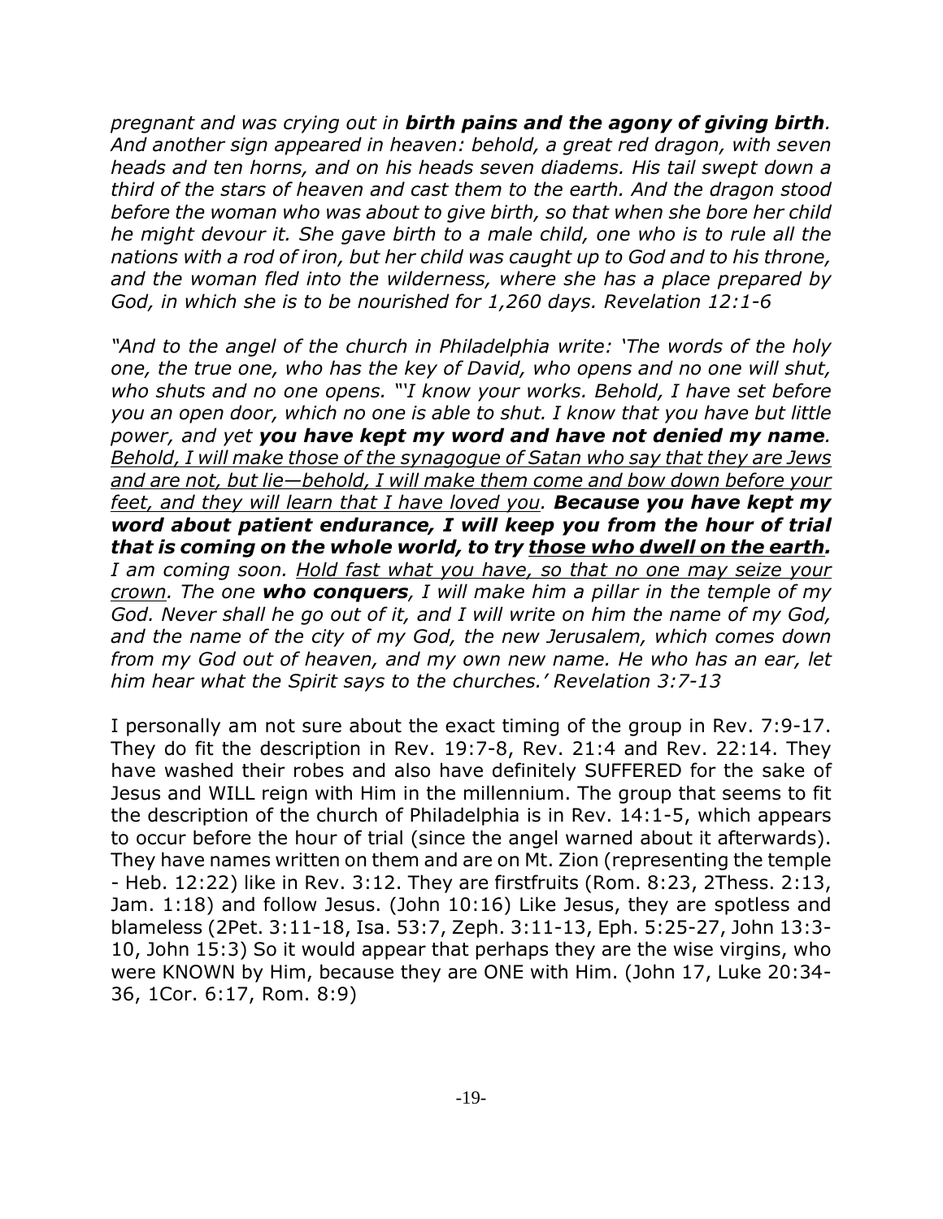*pregnant and was crying out in **birth pains and the agony of giving birth**. And another sign appeared in heaven: behold, a great red dragon, with seven heads and ten horns, and on his heads seven diadems. His tail swept down a third of the stars of heaven and cast them to the earth. And the dragon stood before the woman who was about to give birth, so that when she bore her child he might devour it. She gave birth to a male child, one who is to rule all the nations with a rod of iron, but her child was caught up to God and to his throne, and the woman fled into the wilderness, where she has a place prepared by God, in which she is to be nourished for 1,260 days. Revelation 12:1-6*

*"And to the angel of the church in Philadelphia write: 'The words of the holy one, the true one, who has the key of David, who opens and no one will shut, who shuts and no one opens. "'I know your works. Behold, I have set before you an open door, which no one is able to shut. I know that you have but little power, and yet **you have kept my word and have not denied my name**. <u>Behold, I will make those of the synagogue of Satan who say that they are Jews and are not, but lie—behold, I will make them come and bow down before your feet, and they will learn that I have loved you</u>. **Because you have kept my word about patient endurance, I will keep you from the hour of trial that is coming on the whole world, to try <u>those who dwell on the earth</u>.** I am coming soon. <u>Hold fast what you have, so that no one may seize your crown</u>. The one **who conquers**, I will make him a pillar in the temple of my God. Never shall he go out of it, and I will write on him the name of my God, and the name of the city of my God, the new Jerusalem, which comes down from my God out of heaven, and my own new name. He who has an ear, let him hear what the Spirit says to the churches.' Revelation 3:7-13*

I personally am not sure about the exact timing of the group in Rev. 7:9-17. They do fit the description in Rev. 19:7-8, Rev. 21:4 and Rev. 22:14. They have washed their robes and also have definitely SUFFERED for the sake of Jesus and WILL reign with Him in the millennium. The group that seems to fit the description of the church of Philadelphia is in Rev. 14:1-5, which appears to occur before the hour of trial (since the angel warned about it afterwards). They have names written on them and are on Mt. Zion (representing the temple - Heb. 12:22) like in Rev. 3:12. They are firstfruits (Rom. 8:23, 2Thess. 2:13, Jam. 1:18) and follow Jesus. (John 10:16) Like Jesus, they are spotless and blameless (2Pet. 3:11-18, Isa. 53:7, Zeph. 3:11-13, Eph. 5:25-27, John 13:3-10, John 15:3) So it would appear that perhaps they are the wise virgins, who were KNOWN by Him, because they are ONE with Him. (John 17, Luke 20:34-36, 1Cor. 6:17, Rom. 8:9)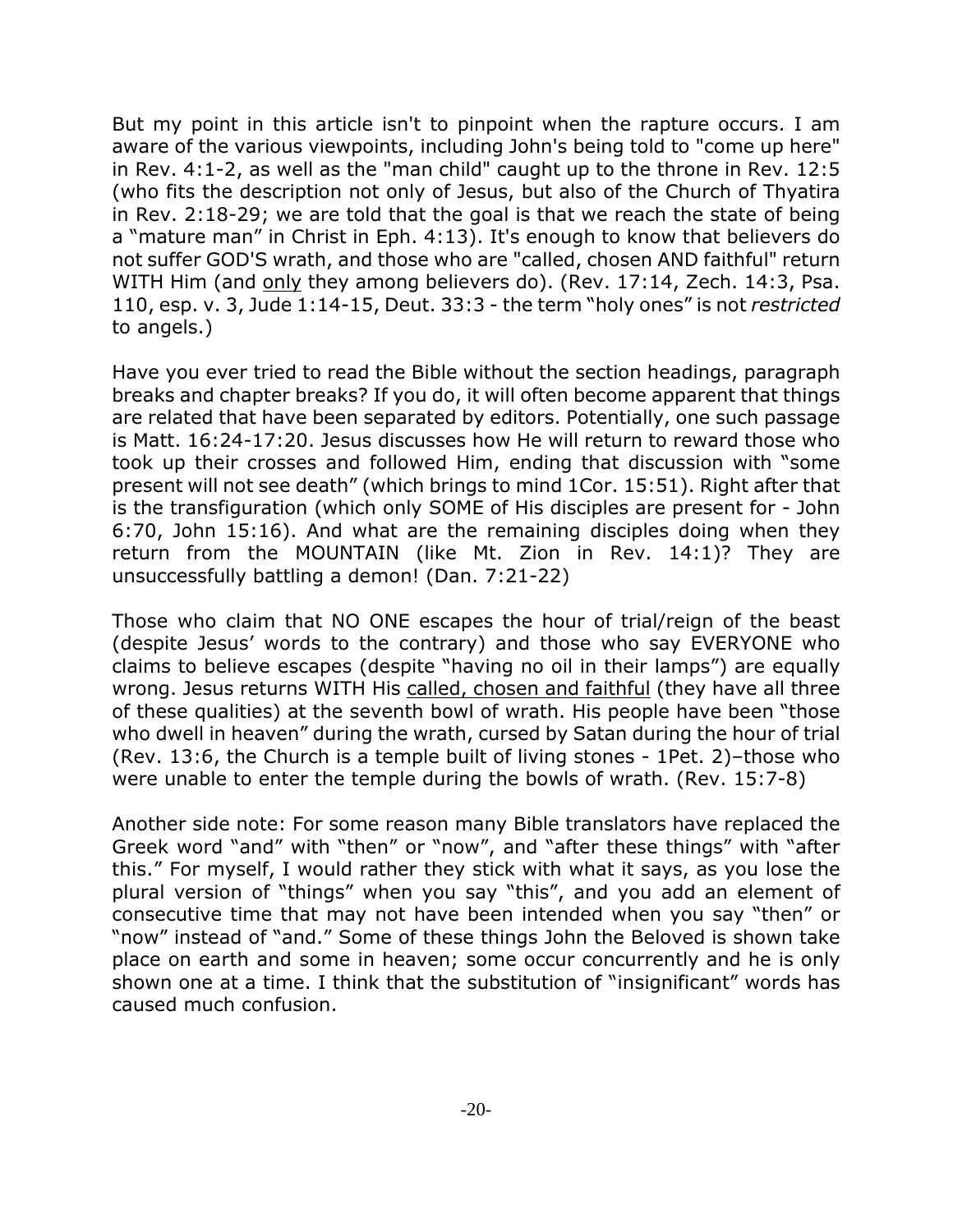But my point in this article isn't to pinpoint when the rapture occurs. I am aware of the various viewpoints, including John's being told to "come up here" in Rev. 4:1-2, as well as the "man child" caught up to the throne in Rev. 12:5 (who fits the description not only of Jesus, but also of the Church of Thyatira in Rev. 2:18-29; we are told that the goal is that we reach the state of being a "mature man" in Christ in Eph. 4:13). It's enough to know that believers do not suffer GOD'S wrath, and those who are "called, chosen AND faithful" return WITH Him (and <u>only</u> they among believers do). (Rev. 17:14, Zech. 14:3, Psa. 110, esp. v. 3, Jude 1:14-15, Deut. 33:3 - the term "holy ones" is not *restricted* to angels.)

Have you ever tried to read the Bible without the section headings, paragraph breaks and chapter breaks? If you do, it will often become apparent that things are related that have been separated by editors. Potentially, one such passage is Matt. 16:24-17:20. Jesus discusses how He will return to reward those who took up their crosses and followed Him, ending that discussion with "some present will not see death" (which brings to mind 1Cor. 15:51). Right after that is the transfiguration (which only SOME of His disciples are present for - John 6:70, John 15:16). And what are the remaining disciples doing when they return from the MOUNTAIN (like Mt. Zion in Rev. 14:1)? They are unsuccessfully battling a demon! (Dan. 7:21-22)

Those who claim that NO ONE escapes the hour of trial/reign of the beast (despite Jesus' words to the contrary) and those who say EVERYONE who claims to believe escapes (despite "having no oil in their lamps") are equally wrong. Jesus returns WITH His <u>called, chosen and faithful</u> (they have all three of these qualities) at the seventh bowl of wrath. His people have been "those who dwell in heaven" during the wrath, cursed by Satan during the hour of trial (Rev. 13:6, the Church is a temple built of living stones - 1Pet. 2)–those who were unable to enter the temple during the bowls of wrath. (Rev. 15:7-8)

Another side note: For some reason many Bible translators have replaced the Greek word "and" with "then" or "now", and "after these things" with "after this." For myself, I would rather they stick with what it says, as you lose the plural version of "things" when you say "this", and you add an element of consecutive time that may not have been intended when you say "then" or "now" instead of "and." Some of these things John the Beloved is shown take place on earth and some in heaven; some occur concurrently and he is only shown one at a time. I think that the substitution of "insignificant" words has caused much confusion.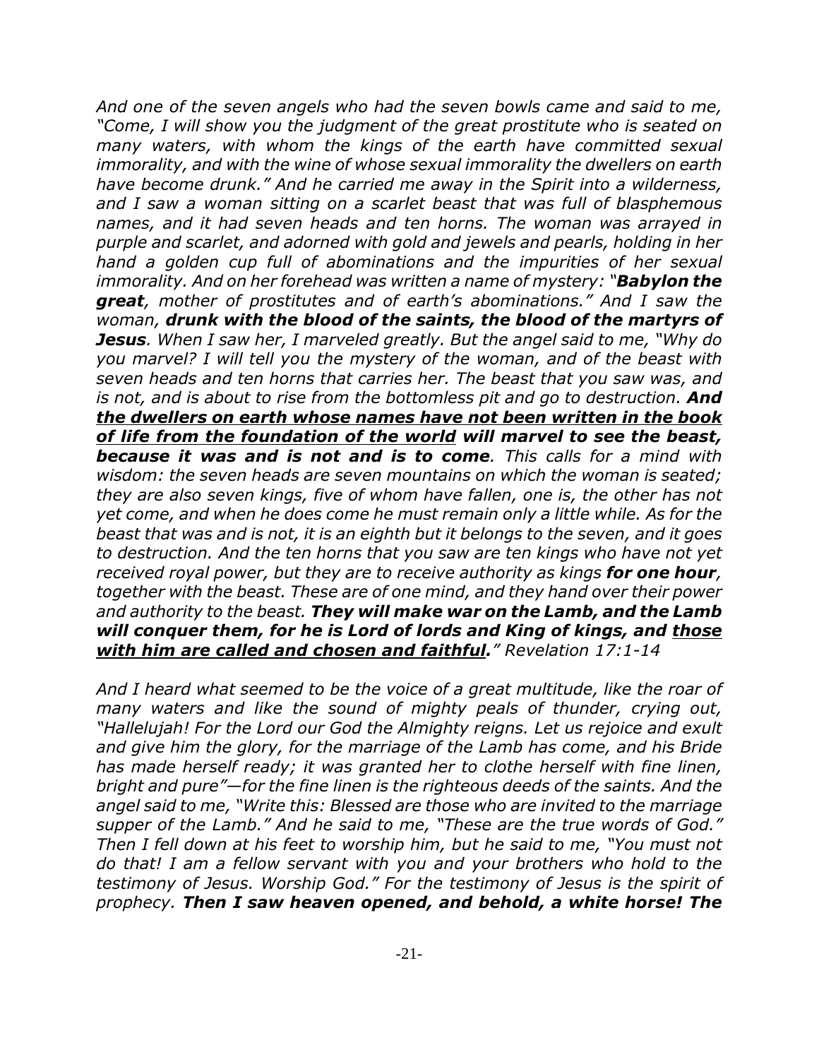*And one of the seven angels who had the seven bowls came and said to me, "Come, I will show you the judgment of the great prostitute who is seated on many waters, with whom the kings of the earth have committed sexual immorality, and with the wine of whose sexual immorality the dwellers on earth have become drunk." And he carried me away in the Spirit into a wilderness, and I saw a woman sitting on a scarlet beast that was full of blasphemous names, and it had seven heads and ten horns. The woman was arrayed in purple and scarlet, and adorned with gold and jewels and pearls, holding in her hand a golden cup full of abominations and the impurities of her sexual immorality. And on her forehead was written a name of mystery: "**Babylon the great**, mother of prostitutes and of earth's abominations." And I saw the woman, **drunk with the blood of the saints, the blood of the martyrs of Jesus**. When I saw her, I marveled greatly. But the angel said to me, "Why do you marvel? I will tell you the mystery of the woman, and of the beast with seven heads and ten horns that carries her. The beast that you saw was, and is not, and is about to rise from the bottomless pit and go to destruction. **And <u>the dwellers on earth whose names have not been written in the book of life from the foundation of the world</u> will marvel to see the beast, because it was and is not and is to come**. This calls for a mind with wisdom: the seven heads are seven mountains on which the woman is seated; they are also seven kings, five of whom have fallen, one is, the other has not yet come, and when he does come he must remain only a little while. As for the beast that was and is not, it is an eighth but it belongs to the seven, and it goes to destruction. And the ten horns that you saw are ten kings who have not yet received royal power, but they are to receive authority as kings **for one hour**, together with the beast. These are of one mind, and they hand over their power and authority to the beast. **They will make war on the Lamb, and the Lamb will conquer them, for he is Lord of lords and King of kings, and <u>those with him are called and chosen and faithful</u>.**" Revelation 17:1-14*

*And I heard what seemed to be the voice of a great multitude, like the roar of many waters and like the sound of mighty peals of thunder, crying out, "Hallelujah! For the Lord our God the Almighty reigns. Let us rejoice and exult and give him the glory, for the marriage of the Lamb has come, and his Bride has made herself ready; it was granted her to clothe herself with fine linen, bright and pure"—for the fine linen is the righteous deeds of the saints. And the angel said to me, "Write this: Blessed are those who are invited to the marriage supper of the Lamb." And he said to me, "These are the true words of God." Then I fell down at his feet to worship him, but he said to me, "You must not do that! I am a fellow servant with you and your brothers who hold to the testimony of Jesus. Worship God." For the testimony of Jesus is the spirit of prophecy. **Then I saw heaven opened, and behold, a white horse! The***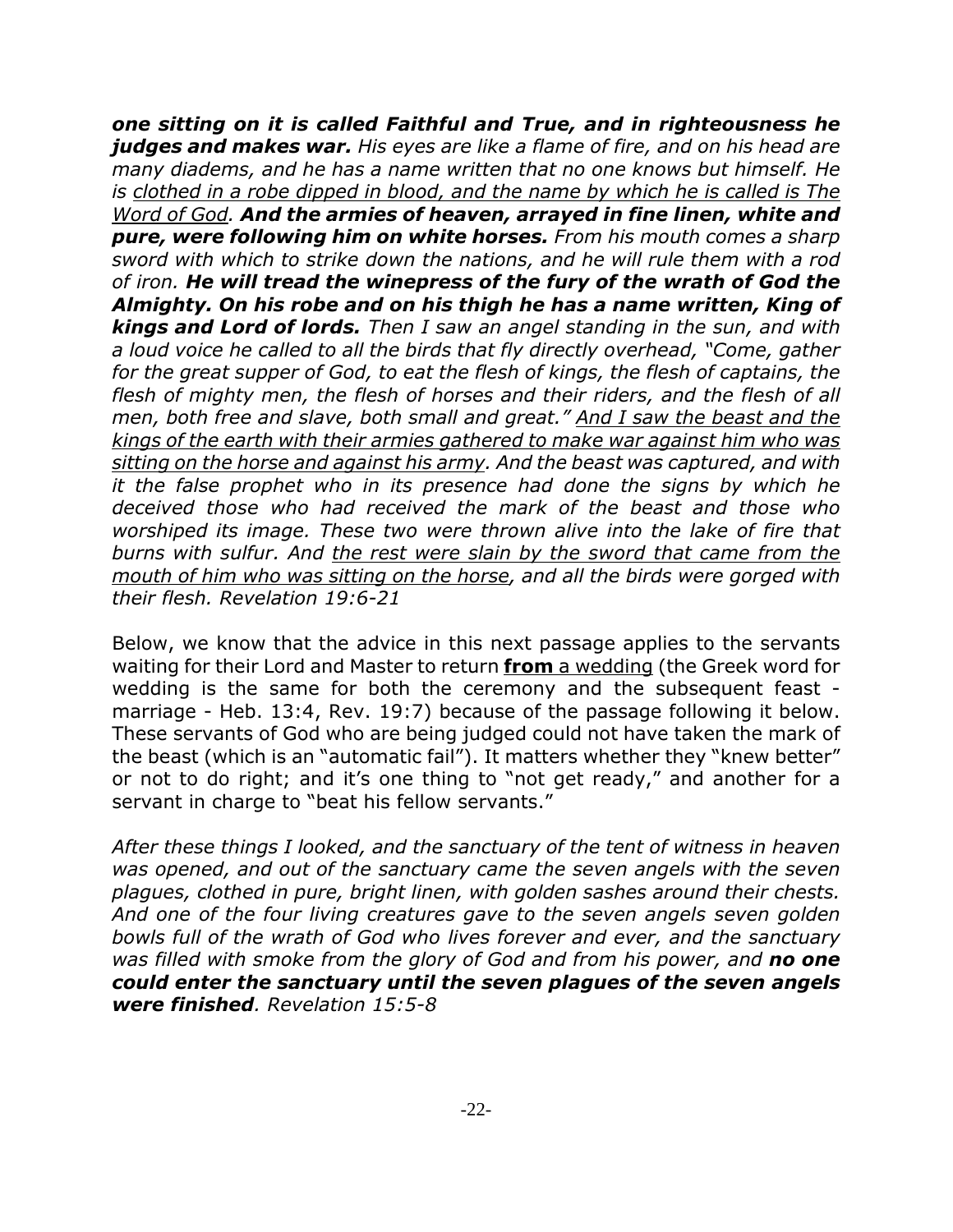***one sitting on it is called Faithful and True, and in righteousness he judges and makes war.*** *His eyes are like a flame of fire, and on his head are many diadems, and he has a name written that no one knows but himself. He is <u>clothed in a robe dipped in blood, and the name by which he is called is The Word of God</u>.* ***And the armies of heaven, arrayed in fine linen, white and pure, were following him on white horses.*** *From his mouth comes a sharp sword with which to strike down the nations, and he will rule them with a rod of iron.* ***He will tread the winepress of the fury of the wrath of God the Almighty. On his robe and on his thigh he has a name written, King of kings and Lord of lords.*** *Then I saw an angel standing in the sun, and with a loud voice he called to all the birds that fly directly overhead, "Come, gather for the great supper of God, to eat the flesh of kings, the flesh of captains, the flesh of mighty men, the flesh of horses and their riders, and the flesh of all men, both free and slave, both small and great." <u>And I saw the beast and the kings of the earth with their armies gathered to make war against him who was sitting on the horse and against his army</u>. And the beast was captured, and with it the false prophet who in its presence had done the signs by which he deceived those who had received the mark of the beast and those who worshiped its image. These two were thrown alive into the lake of fire that burns with sulfur. And <u>the rest were slain by the sword that came from the mouth of him who was sitting on the horse</u>, and all the birds were gorged with their flesh. Revelation 19:6-21*

Below, we know that the advice in this next passage applies to the servants waiting for their Lord and Master to return <u>**from** a wedding</u> (the Greek word for wedding is the same for both the ceremony and the subsequent feast - marriage - Heb. 13:4, Rev. 19:7) because of the passage following it below. These servants of God who are being judged could not have taken the mark of the beast (which is an "automatic fail"). It matters whether they "knew better" or not to do right; and it's one thing to "not get ready," and another for a servant in charge to "beat his fellow servants."

*After these things I looked, and the sanctuary of the tent of witness in heaven was opened, and out of the sanctuary came the seven angels with the seven plagues, clothed in pure, bright linen, with golden sashes around their chests. And one of the four living creatures gave to the seven angels seven golden bowls full of the wrath of God who lives forever and ever, and the sanctuary was filled with smoke from the glory of God and from his power, and* ***no one could enter the sanctuary until the seven plagues of the seven angels were finished****. Revelation 15:5-8*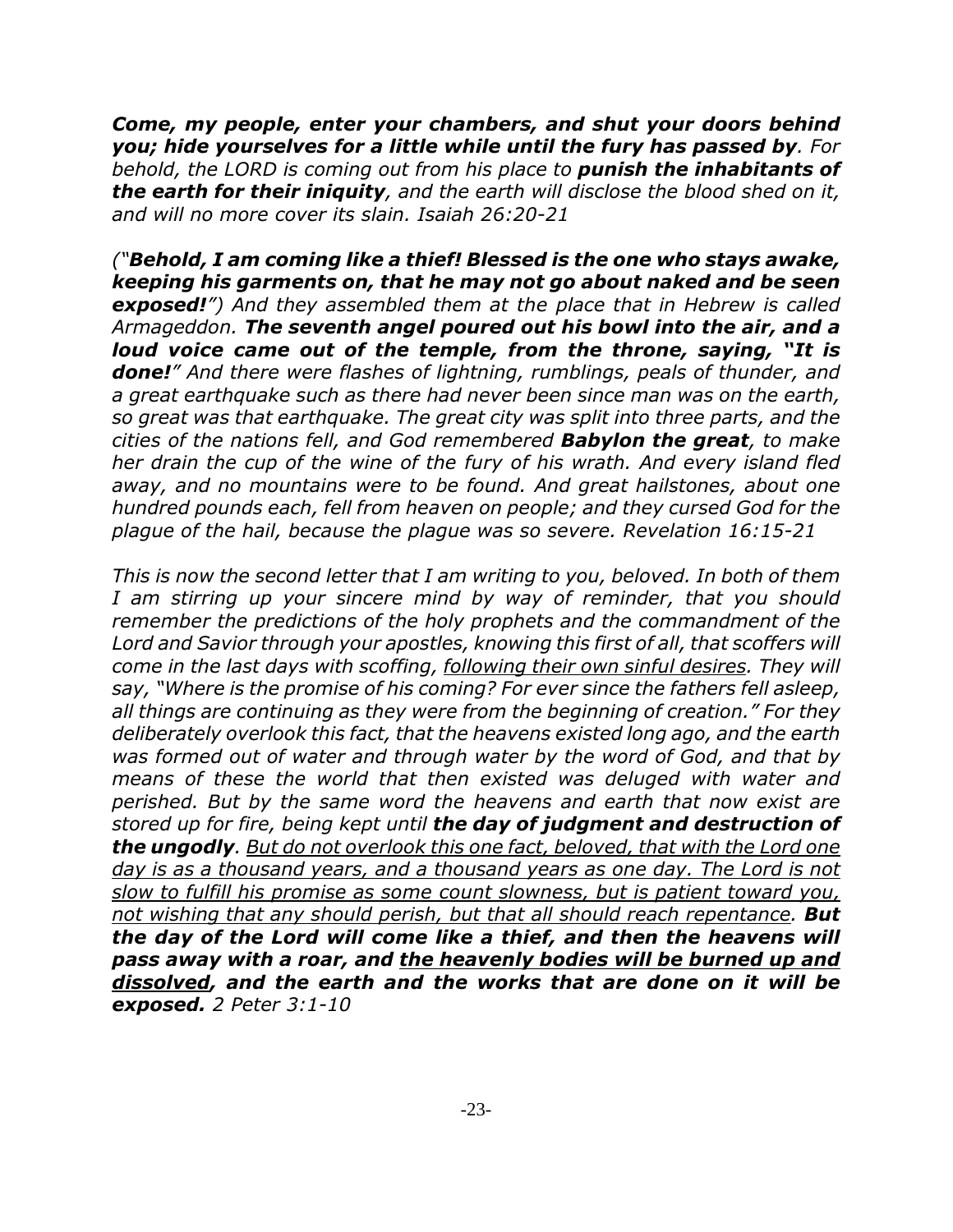***Come, my people, enter your chambers, and shut your doors behind you; hide yourselves for a little while until the fury has passed by**. For behold, the LORD is coming out from his place to **punish the inhabitants of the earth for their iniquity**, and the earth will disclose the blood shed on it, and will no more cover its slain. Isaiah 26:20-21*

*("**Behold, I am coming like a thief! Blessed is the one who stays awake, keeping his garments on, that he may not go about naked and be seen exposed!**") And they assembled them at the place that in Hebrew is called Armageddon. **The seventh angel poured out his bowl into the air, and a loud voice came out of the temple, from the throne, saying, "It is done!"** And there were flashes of lightning, rumblings, peals of thunder, and a great earthquake such as there had never been since man was on the earth, so great was that earthquake. The great city was split into three parts, and the cities of the nations fell, and God remembered **Babylon the great**, to make her drain the cup of the wine of the fury of his wrath. And every island fled away, and no mountains were to be found. And great hailstones, about one hundred pounds each, fell from heaven on people; and they cursed God for the plague of the hail, because the plague was so severe. Revelation 16:15-21*

*This is now the second letter that I am writing to you, beloved. In both of them I am stirring up your sincere mind by way of reminder, that you should remember the predictions of the holy prophets and the commandment of the Lord and Savior through your apostles, knowing this first of all, that scoffers will come in the last days with scoffing, <u>following their own sinful desires</u>. They will say, "Where is the promise of his coming? For ever since the fathers fell asleep, all things are continuing as they were from the beginning of creation." For they deliberately overlook this fact, that the heavens existed long ago, and the earth was formed out of water and through water by the word of God, and that by means of these the world that then existed was deluged with water and perished. But by the same word the heavens and earth that now exist are stored up for fire, being kept until **the day of judgment and destruction of the ungodly**. <u>But do not overlook this one fact, beloved, that with the Lord one day is as a thousand years, and a thousand years as one day. The Lord is not slow to fulfill his promise as some count slowness, but is patient toward you, not wishing that any should perish, but that all should reach repentance</u>. **But the day of the Lord will come like a thief, and then the heavens will pass away with a roar, and <u>the heavenly bodies will be burned up and dissolved</u>, and the earth and the works that are done on it will be exposed.** 2 Peter 3:1-10*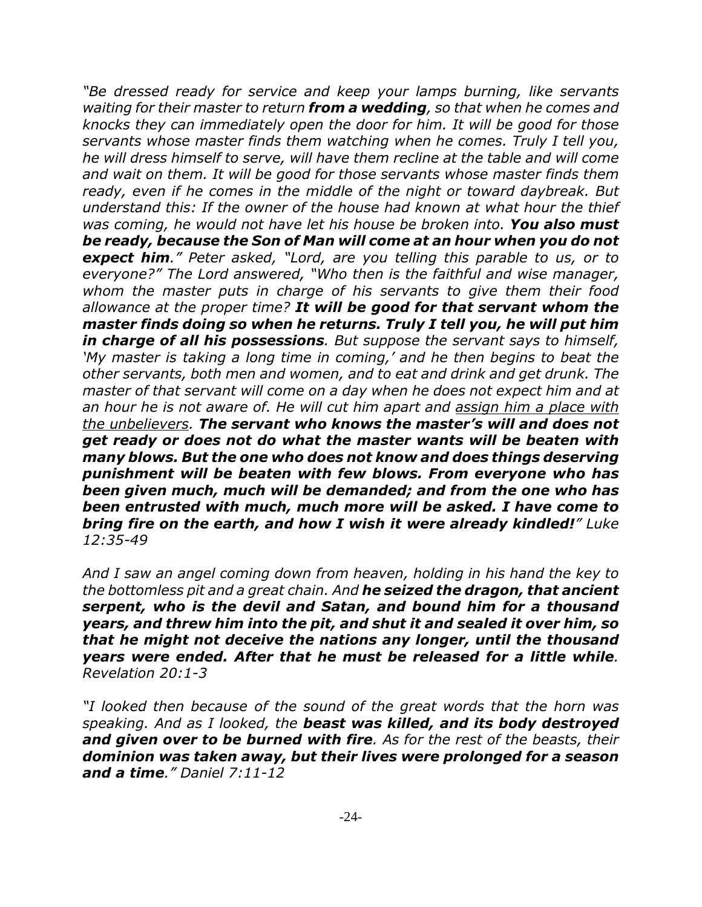*"Be dressed ready for service and keep your lamps burning, like servants waiting for their master to return* ***from a wedding****, so that when he comes and knocks they can immediately open the door for him. It will be good for those servants whose master finds them watching when he comes. Truly I tell you, he will dress himself to serve, will have them recline at the table and will come and wait on them. It will be good for those servants whose master finds them ready, even if he comes in the middle of the night or toward daybreak. But understand this: If the owner of the house had known at what hour the thief was coming, he would not have let his house be broken into.* ***You also must be ready, because the Son of Man will come at an hour when you do not expect him****." Peter asked, "Lord, are you telling this parable to us, or to everyone?" The Lord answered, "Who then is the faithful and wise manager, whom the master puts in charge of his servants to give them their food allowance at the proper time?* ***It will be good for that servant whom the master finds doing so when he returns. Truly I tell you, he will put him in charge of all his possessions****. But suppose the servant says to himself, 'My master is taking a long time in coming,' and he then begins to beat the other servants, both men and women, and to eat and drink and get drunk. The master of that servant will come on a day when he does not expect him and at an hour he is not aware of. He will cut him apart and <u>assign him a place with the unbelievers</u>.* ***The servant who knows the master's will and does not get ready or does not do what the master wants will be beaten with many blows. But the one who does not know and does things deserving punishment will be beaten with few blows. From everyone who has been given much, much will be demanded; and from the one who has been entrusted with much, much more will be asked. I have come to bring fire on the earth, and how I wish it were already kindled!****" Luke 12:35-49*

*And I saw an angel coming down from heaven, holding in his hand the key to the bottomless pit and a great chain. And* ***he seized the dragon, that ancient serpent, who is the devil and Satan, and bound him for a thousand years, and threw him into the pit, and shut it and sealed it over him, so that he might not deceive the nations any longer, until the thousand years were ended. After that he must be released for a little while****. Revelation 20:1-3*

*"I looked then because of the sound of the great words that the horn was speaking. And as I looked, the* ***beast was killed, and its body destroyed and given over to be burned with fire****. As for the rest of the beasts, their* ***dominion was taken away, but their lives were prolonged for a season and a time****." Daniel 7:11-12*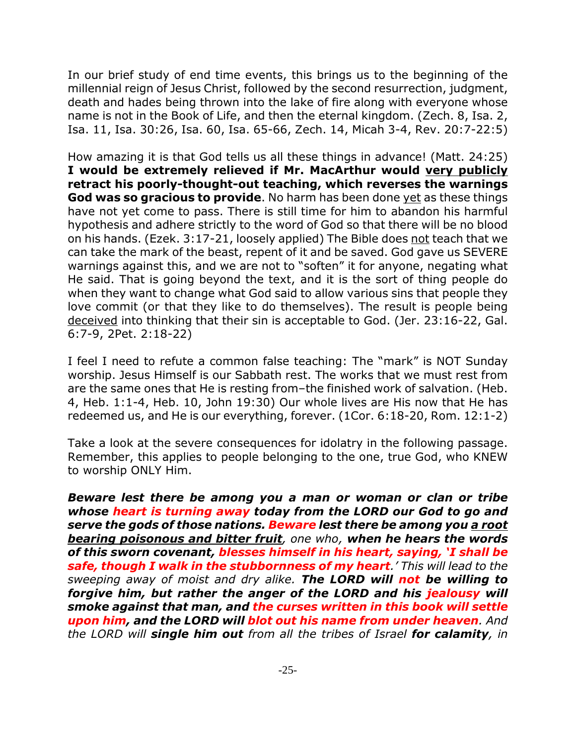In our brief study of end time events, this brings us to the beginning of the millennial reign of Jesus Christ, followed by the second resurrection, judgment, death and hades being thrown into the lake of fire along with everyone whose name is not in the Book of Life, and then the eternal kingdom. (Zech. 8, Isa. 2, Isa. 11, Isa. 30:26, Isa. 60, Isa. 65-66, Zech. 14, Micah 3-4, Rev. 20:7-22:5)

How amazing it is that God tells us all these things in advance! (Matt. 24:25) **I would be extremely relieved if Mr. MacArthur would <u>very publicly</u> retract his poorly-thought-out teaching, which reverses the warnings God was so gracious to provide**. No harm has been done <u>yet</u> as these things have not yet come to pass. There is still time for him to abandon his harmful hypothesis and adhere strictly to the word of God so that there will be no blood on his hands. (Ezek. 3:17-21, loosely applied) The Bible does <u>not</u> teach that we can take the mark of the beast, repent of it and be saved. God gave us SEVERE warnings against this, and we are not to "soften" it for anyone, negating what He said. That is going beyond the text, and it is the sort of thing people do when they want to change what God said to allow various sins that people they love commit (or that they like to do themselves). The result is people being <u>deceived</u> into thinking that their sin is acceptable to God. (Jer. 23:16-22, Gal. 6:7-9, 2Pet. 2:18-22)

I feel I need to refute a common false teaching: The "mark" is NOT Sunday worship. Jesus Himself is our Sabbath rest. The works that we must rest from are the same ones that He is resting from–the finished work of salvation. (Heb. 4, Heb. 1:1-4, Heb. 10, John 19:30) Our whole lives are His now that He has redeemed us, and He is our everything, forever. (1Cor. 6:18-20, Rom. 12:1-2)

Take a look at the severe consequences for idolatry in the following passage. Remember, this applies to people belonging to the one, true God, who KNEW to worship ONLY Him.

***Beware lest there be among you a man or woman or clan or tribe whose heart is turning away today from the LORD our God to go and serve the gods of those nations. Beware lest there be among you <u>a root bearing poisonous and bitter fruit</u>,*** *one who,* ***when he hears the words of this sworn covenant, blesses himself in his heart, saying, 'I shall be safe, though I walk in the stubbornness of my heart****.' This will lead to the sweeping away of moist and dry alike.* ***The LORD will not be willing to forgive him, but rather the anger of the LORD and his jealousy will smoke against that man, and the curses written in this book will settle upon him, and the LORD will blot out his name from under heaven****. And the LORD will* ***single him out*** *from all the tribes of Israel* ***for calamity****, in*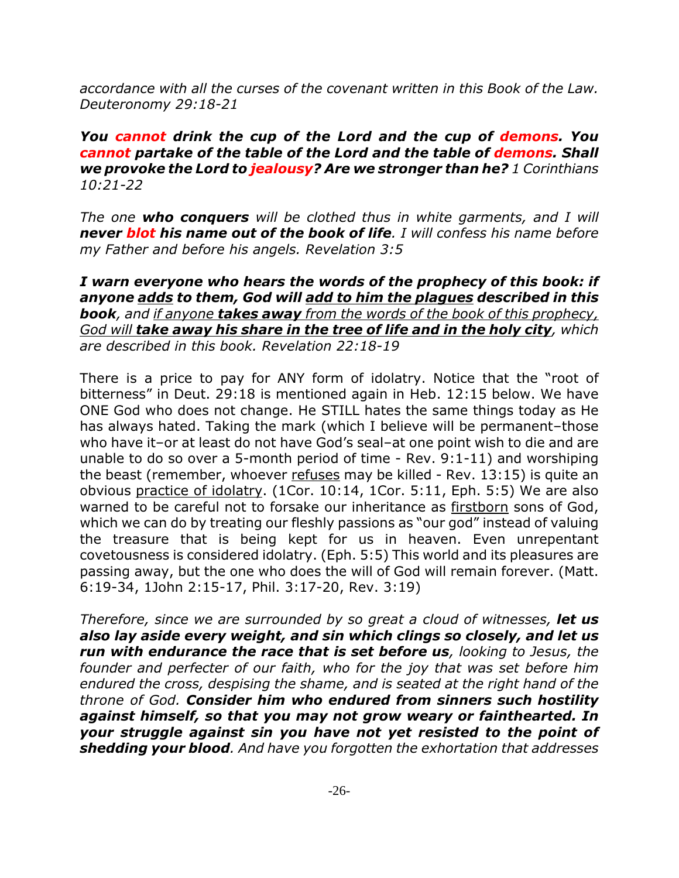*accordance with all the curses of the covenant written in this Book of the Law. Deuteronomy 29:18-21*

***You cannot drink the cup of the Lord and the cup of demons. You cannot partake of the table of the Lord and the table of demons. Shall we provoke the Lord to jealousy? Are we stronger than he?*** *1 Corinthians 10:21-22*

*The one* ***who conquers*** *will be clothed thus in white garments, and I will* ***never blot his name out of the book of life****. I will confess his name before my Father and before his angels. Revelation 3:5*

***I warn everyone who hears the words of the prophecy of this book: if anyone <u>adds</u> to them, God will <u>add to him the plagues</u> described in this book****, and <u>if anyone</u>* ***<u>takes away</u>*** *<u>from the words of the book of this prophecy, God will</u>* ***<u>take away his share in the tree of life and in the holy city</u>****, which are described in this book. Revelation 22:18-19*

There is a price to pay for ANY form of idolatry. Notice that the "root of bitterness" in Deut. 29:18 is mentioned again in Heb. 12:15 below. We have ONE God who does not change. He STILL hates the same things today as He has always hated. Taking the mark (which I believe will be permanent–those who have it–or at least do not have God's seal–at one point wish to die and are unable to do so over a 5-month period of time - Rev. 9:1-11) and worshiping the beast (remember, whoever <u>refuses</u> may be killed - Rev. 13:15) is quite an obvious <u>practice of idolatry</u>. (1Cor. 10:14, 1Cor. 5:11, Eph. 5:5) We are also warned to be careful not to forsake our inheritance as <u>firstborn</u> sons of God, which we can do by treating our fleshly passions as "our god" instead of valuing the treasure that is being kept for us in heaven. Even unrepentant covetousness is considered idolatry. (Eph. 5:5) This world and its pleasures are passing away, but the one who does the will of God will remain forever. (Matt. 6:19-34, 1John 2:15-17, Phil. 3:17-20, Rev. 3:19)

*Therefore, since we are surrounded by so great a cloud of witnesses,* ***let us also lay aside every weight, and sin which clings so closely, and let us run with endurance the race that is set before us****, looking to Jesus, the founder and perfecter of our faith, who for the joy that was set before him endured the cross, despising the shame, and is seated at the right hand of the throne of God.* ***Consider him who endured from sinners such hostility against himself, so that you may not grow weary or fainthearted. In your struggle against sin you have not yet resisted to the point of shedding your blood****. And have you forgotten the exhortation that addresses*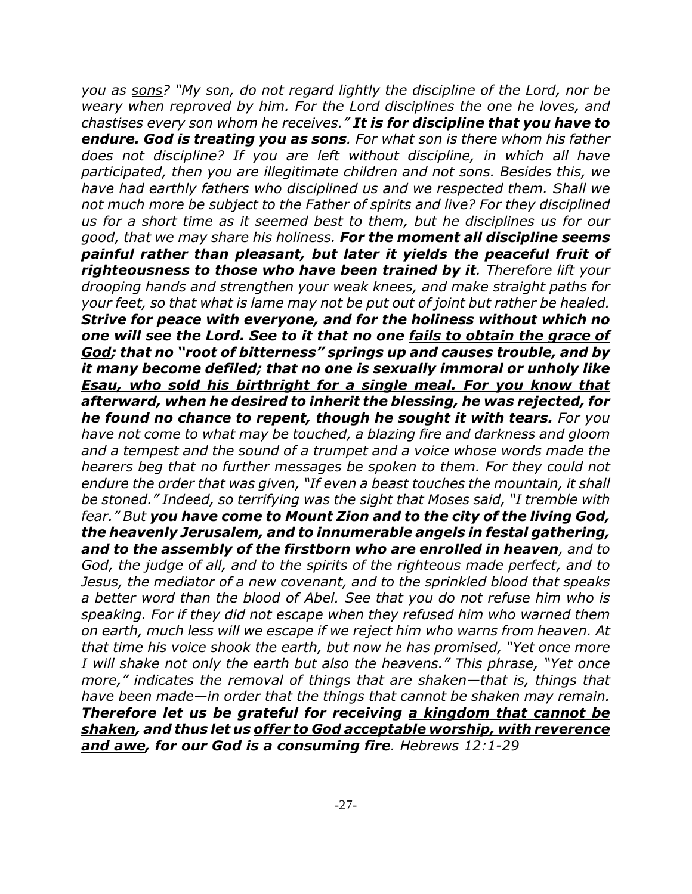*you as <u>sons</u>? "My son, do not regard lightly the discipline of the Lord, nor be weary when reproved by him. For the Lord disciplines the one he loves, and chastises every son whom he receives."* ***It is for discipline that you have to endure. God is treating you as sons****. For what son is there whom his father does not discipline? If you are left without discipline, in which all have participated, then you are illegitimate children and not sons. Besides this, we have had earthly fathers who disciplined us and we respected them. Shall we not much more be subject to the Father of spirits and live? For they disciplined us for a short time as it seemed best to them, but he disciplines us for our good, that we may share his holiness.* ***For the moment all discipline seems painful rather than pleasant, but later it yields the peaceful fruit of righteousness to those who have been trained by it****. Therefore lift your drooping hands and strengthen your weak knees, and make straight paths for your feet, so that what is lame may not be put out of joint but rather be healed.* ***Strive for peace with everyone, and for the holiness without which no one will see the Lord. See to it that no one <u>fails to obtain the grace of God</u>; that no "root of bitterness" springs up and causes trouble, and by it many become defiled; that no one is sexually immoral or <u>unholy like Esau, who sold his birthright for a single meal. For you know that afterward, when he desired to inherit the blessing, he was rejected, for he found no chance to repent, though he sought it with tears</u>.*** *For you have not come to what may be touched, a blazing fire and darkness and gloom and a tempest and the sound of a trumpet and a voice whose words made the hearers beg that no further messages be spoken to them. For they could not endure the order that was given, "If even a beast touches the mountain, it shall be stoned." Indeed, so terrifying was the sight that Moses said, "I tremble with fear." But* ***you have come to Mount Zion and to the city of the living God, the heavenly Jerusalem, and to innumerable angels in festal gathering, and to the assembly of the firstborn who are enrolled in heaven****, and to God, the judge of all, and to the spirits of the righteous made perfect, and to Jesus, the mediator of a new covenant, and to the sprinkled blood that speaks a better word than the blood of Abel. See that you do not refuse him who is speaking. For if they did not escape when they refused him who warned them on earth, much less will we escape if we reject him who warns from heaven. At that time his voice shook the earth, but now he has promised, "Yet once more I will shake not only the earth but also the heavens." This phrase, "Yet once more," indicates the removal of things that are shaken—that is, things that have been made—in order that the things that cannot be shaken may remain.* ***Therefore let us be grateful for receiving <u>a kingdom that cannot be shaken</u>, and thus let us <u>offer to God acceptable worship, with reverence and awe</u>, for our God is a consuming fire****. Hebrews 12:1-29*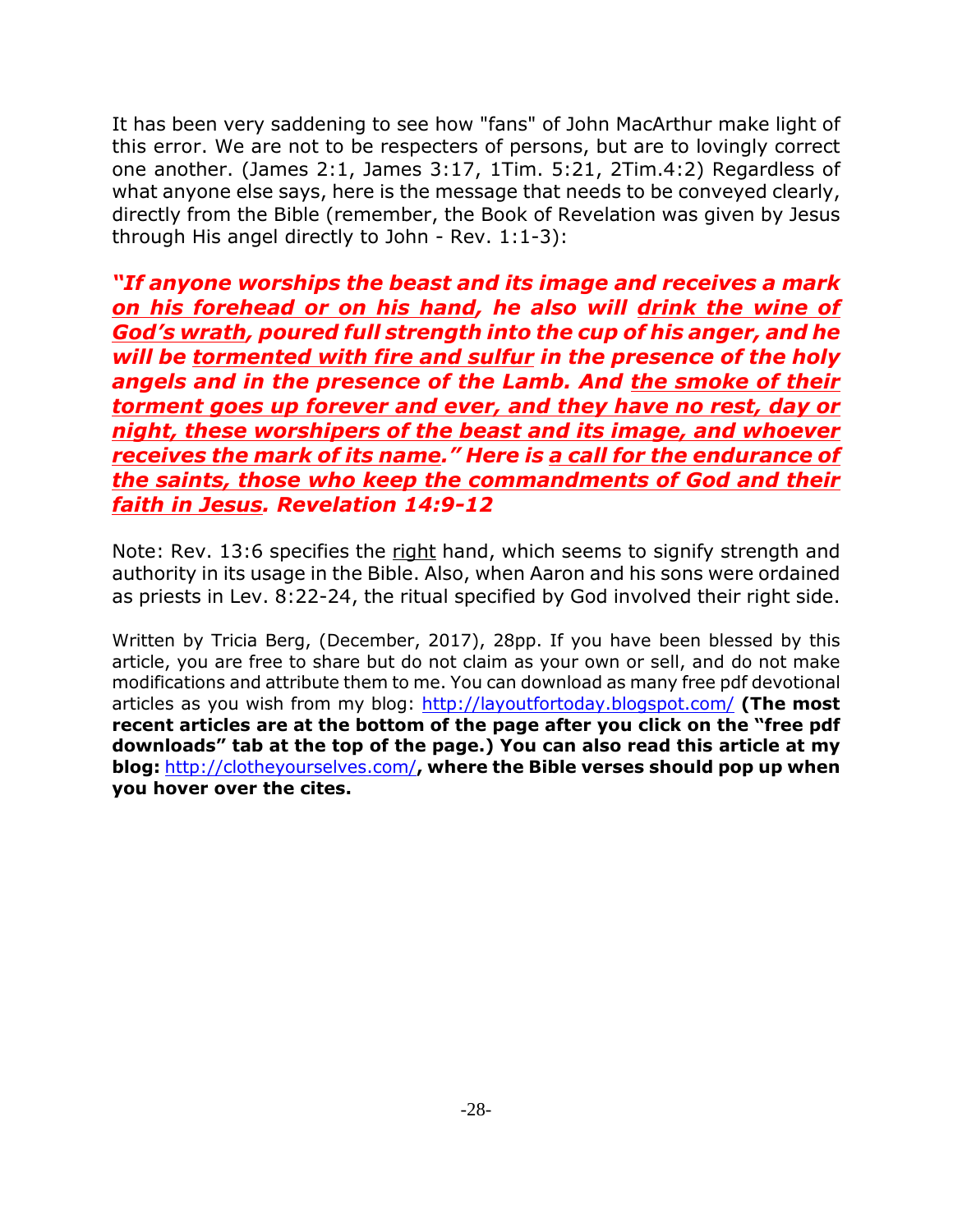It has been very saddening to see how "fans" of John MacArthur make light of this error. We are not to be respecters of persons, but are to lovingly correct one another. (James 2:1, James 3:17, 1Tim. 5:21, 2Tim.4:2) Regardless of what anyone else says, here is the message that needs to be conveyed clearly, directly from the Bible (remember, the Book of Revelation was given by Jesus through His angel directly to John - Rev. 1:1-3):

***"If anyone worships the beast and its image and receives a mark <u>on his forehead or on his hand</u>, he also will <u>drink the wine of God's wrath</u>, poured full strength into the cup of his anger, and he will be <u>tormented with fire and sulfur</u> in the presence of the holy angels and in the presence of the Lamb. And <u>the smoke of their torment goes up forever and ever, and they have no rest, day or night, these worshipers of the beast and its image, and whoever receives the mark of its name</u>." Here is <u>a call for the endurance of the saints, those who keep the commandments of God and their faith in Jesus</u>. Revelation 14:9-12***

Note: Rev. 13:6 specifies the <u>right</u> hand, which seems to signify strength and authority in its usage in the Bible. Also, when Aaron and his sons were ordained as priests in Lev. 8:22-24, the ritual specified by God involved their right side.

Written by Tricia Berg, (December, 2017), 28pp. If you have been blessed by this article, you are free to share but do not claim as your own or sell, and do not make modifications and attribute them to me. You can download as many free pdf devotional articles as you wish from my blog: http://layoutfortoday.blogspot.com/ **(The most recent articles are at the bottom of the page after you click on the "free pdf downloads" tab at the top of the page.) You can also read this article at my blog:** http://clotheyourselves.com/**, where the Bible verses should pop up when you hover over the cites.**